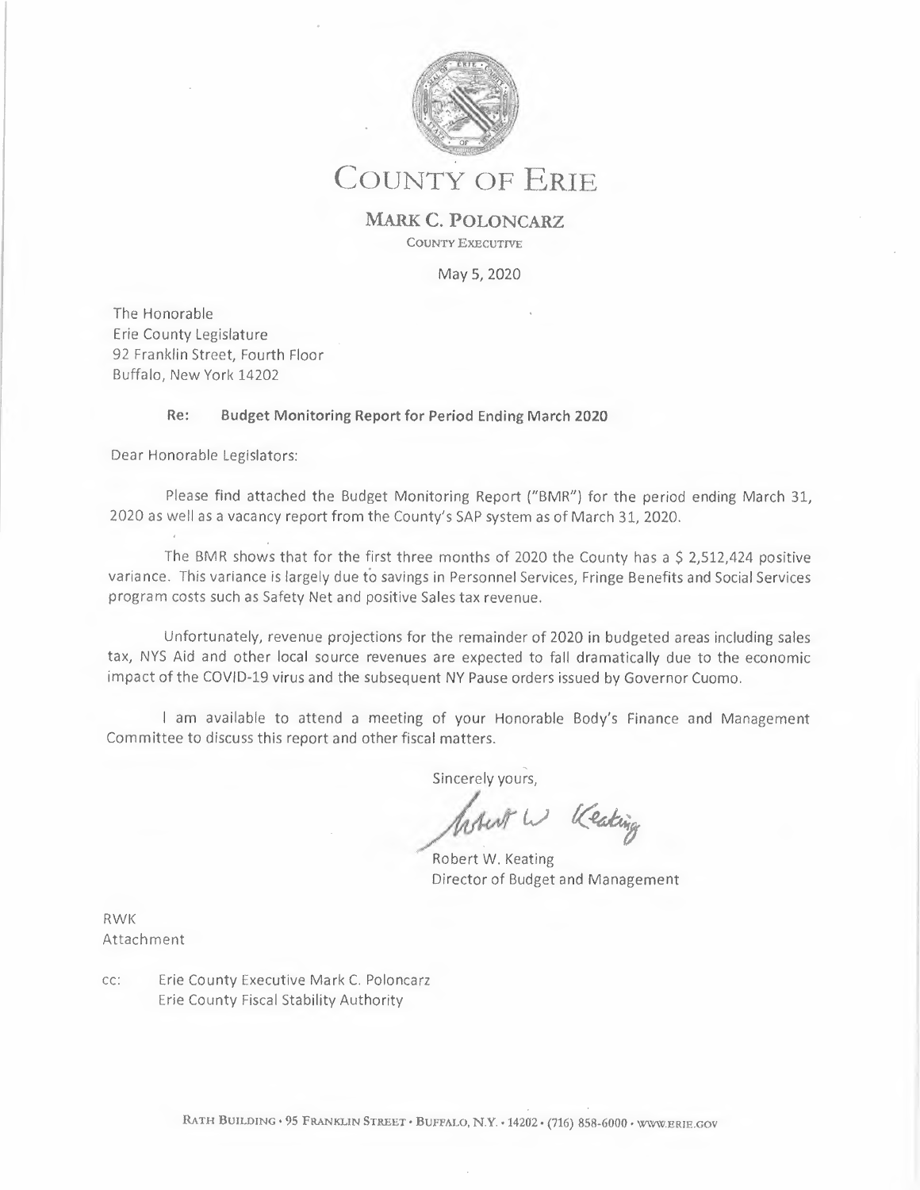# COUNTY OF ERIE

## MARK C. POLONCARZ

COUNTY EXECUTIVE

May 5, 2020

The Honorable
Erie County Legislature
92 Franklin Street, Fourth Floor
Buffalo, New York 14202

**Re: Budget Monitoring Report for Period Ending March 2020**

Dear Honorable Legislators:

Please find attached the Budget Monitoring Report ("BMR") for the period ending March 31, 2020 as well as a vacancy report from the County's SAP system as of March 31, 2020.

The BMR shows that for the first three months of 2020 the County has a $ 2,512,424 positive variance. This variance is largely due to savings in Personnel Services, Fringe Benefits and Social Services program costs such as Safety Net and positive Sales tax revenue.

Unfortunately, revenue projections for the remainder of 2020 in budgeted areas including sales tax, NYS Aid and other local source revenues are expected to fall dramatically due to the economic impact of the COVID-19 virus and the subsequent NY Pause orders issued by Governor Cuomo.

I am available to attend a meeting of your Honorable Body's Finance and Management Committee to discuss this report and other fiscal matters.

Sincerely yours,

Robert W. Keating
Director of Budget and Management

RWK
Attachment

cc: Erie County Executive Mark C. Poloncarz
Erie County Fiscal Stability Authority

RATH BUILDING • 95 FRANKLIN STREET • BUFFALO, N.Y. • 14202 • (716) 858-6000 • WWW.ERIE.GOV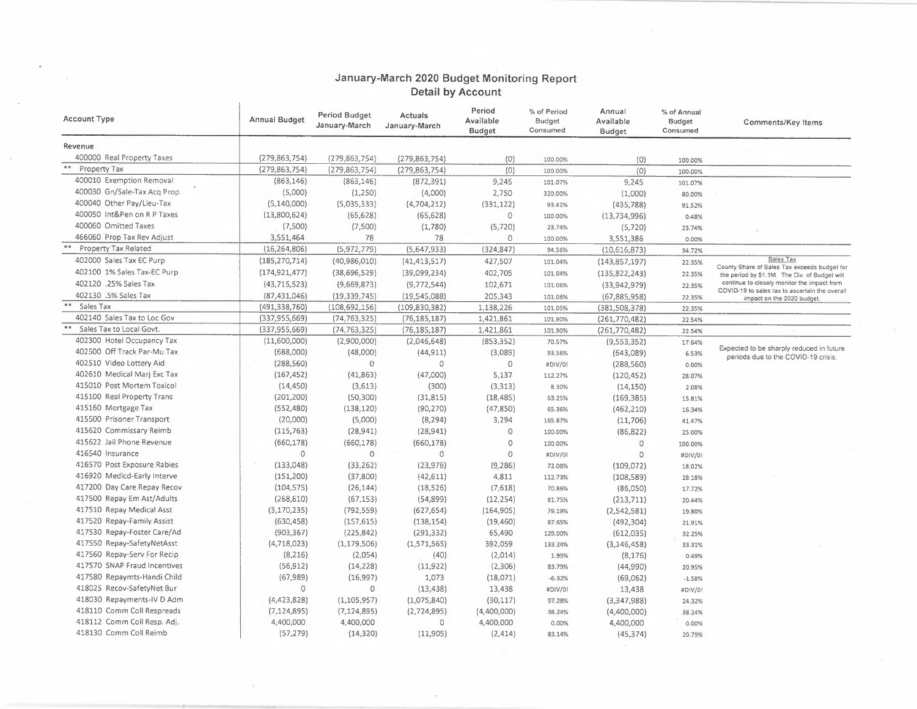# January-March 2020 Budget Monitoring Report
## Detail by Account

| Account Type | Annual Budget | Period Budget January-March | Actuals January-March | Period Available Budget | % of Period Budget Consumed | Annual Available Budget | % of Annual Budget Consumed | Comments/Key Items |
|---|---|---|---|---|---|---|---|---|
| Revenue | | | | | | | | |
| 400000 Real Property Taxes | (279,863,754) | (279,863,754) | (279,863,754) | (0) | 100.00% | (0) | 100.00% | |
| ** Property Tax | (279,863,754) | (279,863,754) | (279,863,754) | (0) | 100.00% | (0) | 100.00% | |
| 400010 Exemption Removal | (863,146) | (863,146) | (872,391) | 9,245 | 101.07% | 9,245 | 101.07% | |
| 400030 Gn/Sale-Tax Acq Prop | (5,000) | (1,250) | (4,000) | 2,750 | 320.00% | (1,000) | 80.00% | |
| 400040 Other Pay/Lieu-Tax | (5,140,000) | (5,035,333) | (4,704,212) | (331,122) | 93.42% | (435,788) | 91.52% | |
| 400050 Int&Pen on R P Taxes | (13,800,624) | (65,628) | (65,628) | 0 | 100.00% | (13,734,996) | 0.48% | |
| 400060 Omitted Taxes | (7,500) | (7,500) | (1,780) | (5,720) | 23.74% | (5,720) | 23.74% | |
| 466060 Prop Tax Rev Adjust | 3,551,464 | 78 | 78 | 0 | 100.00% | 3,551,386 | 0.00% | |
| ** Property Tax Related | (16,264,806) | (5,972,779) | (5,647,933) | (324,847) | 94.56% | (10,616,873) | 34.72% | |
| 402000 Sales Tax EC Purp | (185,270,714) | (40,986,010) | (41,413,517) | 427,507 | 101.04% | (143,857,197) | 22.35% | Sales Tax<br>County Share of Sales Tax exceeds budget for the period by $1.1M. The Div. of Budget will continue to closely monitor the impact from COVID-19 to sales tax to ascertain the overall impact on the 2020 budget. |
| 402100 1% Sales Tax-EC Purp | (174,921,477) | (38,696,529) | (39,099,234) | 402,705 | 101.04% | (135,822,243) | 22.35% | |
| 402120 .25% Sales Tax | (43,715,523) | (9,669,873) | (9,772,544) | 102,671 | 101.06% | (33,942,979) | 22.35% | |
| 402130 .5% Sales Tax | (87,431,046) | (19,339,745) | (19,545,088) | 205,343 | 101.06% | (67,885,958) | 22.35% | |
| ** Sales Tax | (491,338,760) | (108,692,156) | (109,830,382) | 1,138,226 | 101.05% | (381,508,378) | 22.35% | |
| 402140 Sales Tax to Loc Gov | (337,955,669) | (74,763,325) | (76,185,187) | 1,421,861 | 101.90% | (261,770,482) | 22.54% | |
| ** Sales Tax to Local Govt. | (337,955,669) | (74,763,325) | (76,185,187) | 1,421,861 | 101.90% | (261,770,482) | 22.54% | |
| 402300 Hotel Occupancy Tax | (11,600,000) | (2,900,000) | (2,046,648) | (853,352) | 70.57% | (9,553,352) | 17.64% | Expected to be sharply reduced in future periods due to the COVID-19 crisis. |
| 402500 Off Track Par-Mu Tax | (688,000) | (48,000) | (44,911) | (3,089) | 93.56% | (643,089) | 6.53% | |
| 402510 Video Lottery Aid | (288,560) | 0 | 0 | 0 | #DIV/0! | (288,560) | 0.00% | |
| 402610 Medical Marj Exc Tax | (167,452) | (41,863) | (47,000) | 5,137 | 112.27% | (120,452) | 28.07% | |
| 415010 Post Mortem Toxicol | (14,450) | (3,613) | (300) | (3,313) | 8.30% | (14,150) | 2.08% | |
| 415100 Real Property Trans | (201,200) | (50,300) | (31,815) | (18,485) | 63.25% | (169,385) | 15.81% | |
| 415160 Mortgage Tax | (552,480) | (138,120) | (90,270) | (47,850) | 65.36% | (462,210) | 16.34% | |
| 415500 Prisoner Transport | (20,000) | (5,000) | (8,294) | 3,294 | 165.87% | (11,706) | 41.47% | |
| 415620 Commissary Reimb | (115,763) | (28,941) | (28,941) | 0 | 100.00% | (86,822) | 25.00% | |
| 415622 Jail Phone Revenue | (660,178) | (660,178) | (660,178) | 0 | 100.00% | 0 | 100.00% | |
| 416540 Insurance | 0 | 0 | 0 | 0 | #DIV/0! | 0 | #DIV/0! | |
| 416570 Post Exposure Rabies | (133,048) | (33,262) | (23,976) | (9,286) | 72.08% | (109,072) | 18.02% | |
| 416920 Medicd-Early Interve | (151,200) | (37,800) | (42,611) | 4,811 | 112.73% | (108,589) | 28.18% | |
| 417200 Day Care Repay Recov | (104,575) | (26,144) | (18,526) | (7,618) | 70.86% | (86,050) | 17.72% | |
| 417500 Repay Em Ast/Adults | (268,610) | (67,153) | (54,899) | (12,254) | 81.75% | (213,711) | 20.44% | |
| 417510 Repay Medical Asst | (3,170,235) | (792,559) | (627,654) | (164,905) | 79.19% | (2,542,581) | 19.80% | |
| 417520 Repay-Family Assist | (630,458) | (157,615) | (138,154) | (19,460) | 87.65% | (492,304) | 21.91% | |
| 417530 Repay-Foster Care/Ad | (903,367) | (225,842) | (291,332) | 65,490 | 129.00% | (612,035) | 32.25% | |
| 417550 Repay-SafetyNetAsst | (4,718,023) | (1,179,506) | (1,571,565) | 392,059 | 133.24% | (3,146,458) | 33.31% | |
| 417560 Repay-Serv For Recip | (8,216) | (2,054) | (40) | (2,014) | 1.95% | (8,176) | 0.49% | |
| 417570 SNAP Fraud Incentives | (56,912) | (14,228) | (11,922) | (2,306) | 83.79% | (44,990) | 20.95% | |
| 417580 Repaymts-Handi Child | (67,989) | (16,997) | 1,073 | (18,071) | -6.32% | (69,062) | -1.58% | |
| 418025 Recov-SafetyNet Bur | 0 | 0 | (13,438) | 13,438 | #DIV/0! | 13,438 | #DIV/0! | |
| 418030 Repayments-IV D Adm | (4,423,828) | (1,105,957) | (1,075,840) | (30,117) | 97.28% | (3,347,988) | 24.32% | |
| 418110 Comm Coll Respreads | (7,124,895) | (7,124,895) | (2,724,895) | (4,400,000) | 38.24% | (4,400,000) | 38.24% | |
| 418112 Comm Coll Resp. Adj. | 4,400,000 | 4,400,000 | 0 | 4,400,000 | 0.00% | 4,400,000 | 0.00% | |
| 418130 Comm Coll Reimb | (57,279) | (14,320) | (11,905) | (2,414) | 83.14% | (45,374) | 20.79% | |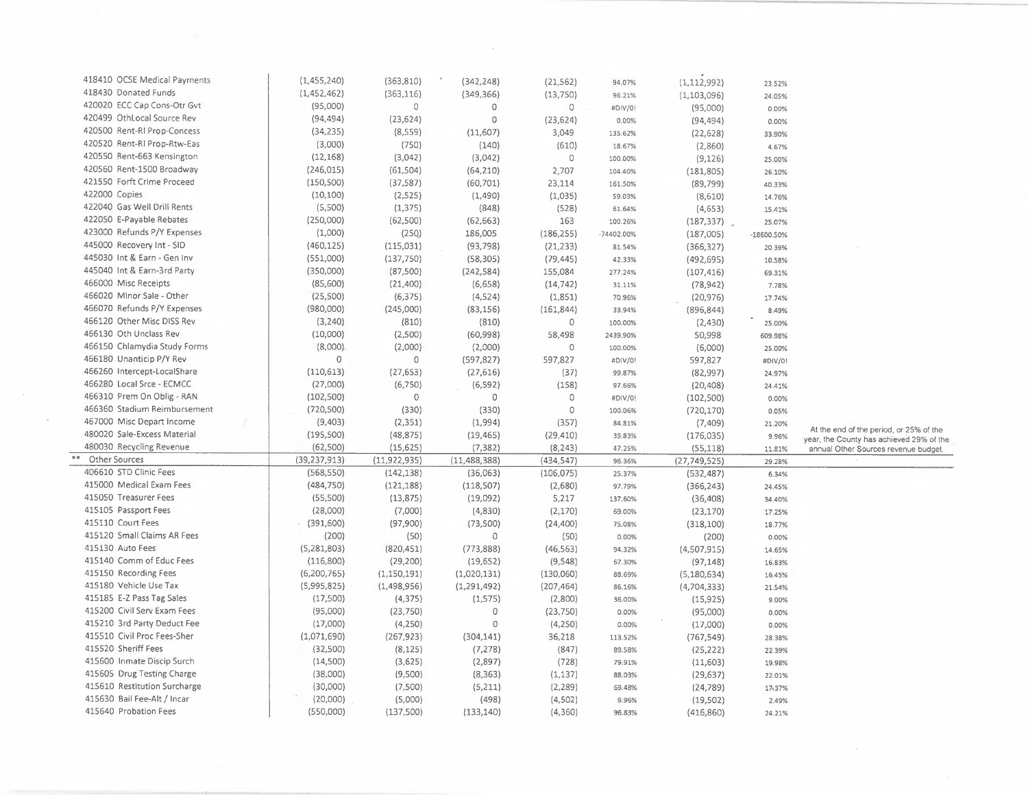| Account | Col 1 | Col 2 | Col 3 | Col 4 | Col 5 | Col 6 | Col 7 | Note |
|---|---|---|---|---|---|---|---|---|
| 418410 OCSE Medical Payments | (1,455,240) | (363,810) | (342,248) | (21,562) | 94.07% | (1,112,992) | 23.52% | |
| 418430 Donated Funds | (1,452,462) | (363,116) | (349,366) | (13,750) | 96.21% | (1,103,096) | 24.05% | |
| 420020 ECC Cap Cons-Otr Gvt | (95,000) | 0 | 0 | 0 | #DIV/0! | (95,000) | 0.00% | |
| 420499 OthLocal Source Rev | (94,494) | (23,624) | 0 | (23,624) | 0.00% | (94,494) | 0.00% | |
| 420500 Rent-Rl Prop-Concess | (34,235) | (8,559) | (11,607) | 3,049 | 135.62% | (22,628) | 33.90% | |
| 420520 Rent-Rl Prop-Rtw-Eas | (3,000) | (750) | (140) | (610) | 18.67% | (2,860) | 4.67% | |
| 420550 Rent-663 Kensington | (12,168) | (3,042) | (3,042) | 0 | 100.00% | (9,126) | 25.00% | |
| 420560 Rent-1500 Broadway | (246,015) | (61,504) | (64,210) | 2,707 | 104.40% | (181,805) | 26.10% | |
| 421550 Forft Crime Proceed | (150,500) | (37,587) | (60,701) | 23,114 | 161.50% | (89,799) | 40.33% | |
| 422000 Copies | (10,100) | (2,525) | (1,490) | (1,035) | 59.03% | (8,610) | 14.76% | |
| 422040 Gas Well Drill Rents | (5,500) | (1,375) | (848) | (528) | 61.64% | (4,653) | 15.41% | |
| 422050 E-Payable Rebates | (250,000) | (62,500) | (62,663) | 163 | 100.26% | (187,337) | 25.07% | |
| 423000 Refunds P/Y Expenses | (1,000) | (250) | 186,005 | (186,255) | -74402.00% | (187,005) | -18600.50% | |
| 445000 Recovery Int - SID | (460,125) | (115,031) | (93,798) | (21,233) | 81.54% | (366,327) | 20.39% | |
| 445030 Int & Earn - Gen Inv | (551,000) | (137,750) | (58,305) | (79,445) | 42.33% | (492,695) | 10.58% | |
| 445040 Int & Earn-3rd Party | (350,000) | (87,500) | (242,584) | 155,084 | 277.24% | (107,416) | 69.31% | |
| 466000 Misc Receipts | (85,600) | (21,400) | (6,658) | (14,742) | 31.11% | (78,942) | 7.78% | |
| 466020 Minor Sale - Other | (25,500) | (6,375) | (4,524) | (1,851) | 70.96% | (20,976) | 17.74% | |
| 466070 Refunds P/Y Expenses | (980,000) | (245,000) | (83,156) | (161,844) | 33.94% | (896,844) | 8.49% | |
| 466120 Other Misc DISS Rev | (3,240) | (810) | (810) | 0 | 100.00% | (2,430) | 25.00% | |
| 466130 Oth Unclass Rev | (10,000) | (2,500) | (60,998) | 58,498 | 2439.90% | 50,998 | 609.98% | |
| 466150 Chlamydia Study Forms | (8,000) | (2,000) | (2,000) | 0 | 100.00% | (6,000) | 25.00% | |
| 466180 Unanticip P/Y Rev | 0 | 0 | (597,827) | 597,827 | #DIV/0! | 597,827 | #DIV/0! | |
| 466260 Intercept-LocalShare | (110,613) | (27,653) | (27,616) | (37) | 99.87% | (82,997) | 24.97% | |
| 466280 Local Srce - ECMCC | (27,000) | (6,750) | (6,592) | (158) | 97.66% | (20,408) | 24.41% | |
| 466310 Prem On Oblig - RAN | (102,500) | 0 | 0 | 0 | #DIV/0! | (102,500) | 0.00% | |
| 466360 Stadium Reimbursement | (720,500) | (330) | (330) | 0 | 100.06% | (720,170) | 0.05% | |
| 467000 Misc Depart Income | (9,403) | (2,351) | (1,994) | (357) | 84.81% | (7,409) | 21.20% | |
| 480020 Sale-Excess Material | (195,500) | (48,875) | (19,465) | (29,410) | 39.83% | (176,035) | 9.96% | At the end of the period, or 25% of the year, the County has achieved 29% of the annual Other Sources revenue budget. |
| 480030 Recycling Revenue | (62,500) | (15,625) | (7,382) | (8,243) | 47.25% | (55,118) | 11.81% | |
| ** Other Sources | (39,237,913) | (11,922,935) | (11,488,388) | (434,547) | 96.36% | (27,749,525) | 29.28% | |
| 406610 STD Clinic Fees | (568,550) | (142,138) | (36,063) | (106,075) | 25.37% | (532,487) | 6.34% | |
| 415000 Medical Exam Fees | (484,750) | (121,188) | (118,507) | (2,680) | 97.79% | (366,243) | 24.45% | |
| 415050 Treasurer Fees | (55,500) | (13,875) | (19,092) | 5,217 | 137.60% | (36,408) | 34.40% | |
| 415105 Passport Fees | (28,000) | (7,000) | (4,830) | (2,170) | 69.00% | (23,170) | 17.25% | |
| 415110 Court Fees | (391,600) | (97,900) | (73,500) | (24,400) | 75.08% | (318,100) | 18.77% | |
| 415120 Small Claims AR Fees | (200) | (50) | 0 | (50) | 0.00% | (200) | 0.00% | |
| 415130 Auto Fees | (5,281,803) | (820,451) | (773,888) | (46,563) | 94.32% | (4,507,915) | 14.65% | |
| 415140 Comm of Educ Fees | (116,800) | (29,200) | (19,652) | (9,548) | 67.30% | (97,148) | 16.83% | |
| 415150 Recording Fees | (6,200,765) | (1,150,191) | (1,020,131) | (130,060) | 88.69% | (5,180,634) | 16.45% | |
| 415180 Vehicle Use Tax | (5,995,825) | (1,498,956) | (1,291,492) | (207,464) | 86.16% | (4,704,333) | 21.54% | |
| 415185 E-Z Pass Tag Sales | (17,500) | (4,375) | (1,575) | (2,800) | 36.00% | (15,925) | 9.00% | |
| 415200 Civil Serv Exam Fees | (95,000) | (23,750) | 0 | (23,750) | 0.00% | (95,000) | 0.00% | |
| 415210 3rd Party Deduct Fee | (17,000) | (4,250) | 0 | (4,250) | 0.00% | (17,000) | 0.00% | |
| 415510 Civil Proc Fees-Sher | (1,071,690) | (267,923) | (304,141) | 36,218 | 113.52% | (767,549) | 28.38% | |
| 415520 Sheriff Fees | (32,500) | (8,125) | (7,278) | (847) | 89.58% | (25,222) | 22.39% | |
| 415600 Inmate Discip Surch | (14,500) | (3,625) | (2,897) | (728) | 79.91% | (11,603) | 19.98% | |
| 415605 Drug Testing Charge | (38,000) | (9,500) | (8,363) | (1,137) | 88.03% | (29,637) | 22.01% | |
| 415610 Restitution Surcharge | (30,000) | (7,500) | (5,211) | (2,289) | 69.48% | (24,789) | 17.37% | |
| 415630 Bail Fee-Alt / Incar | (20,000) | (5,000) | (498) | (4,502) | 9.96% | (19,502) | 2.49% | |
| 415640 Probation Fees | (550,000) | (137,500) | (133,140) | (4,360) | 96.83% | (416,860) | 24.21% | |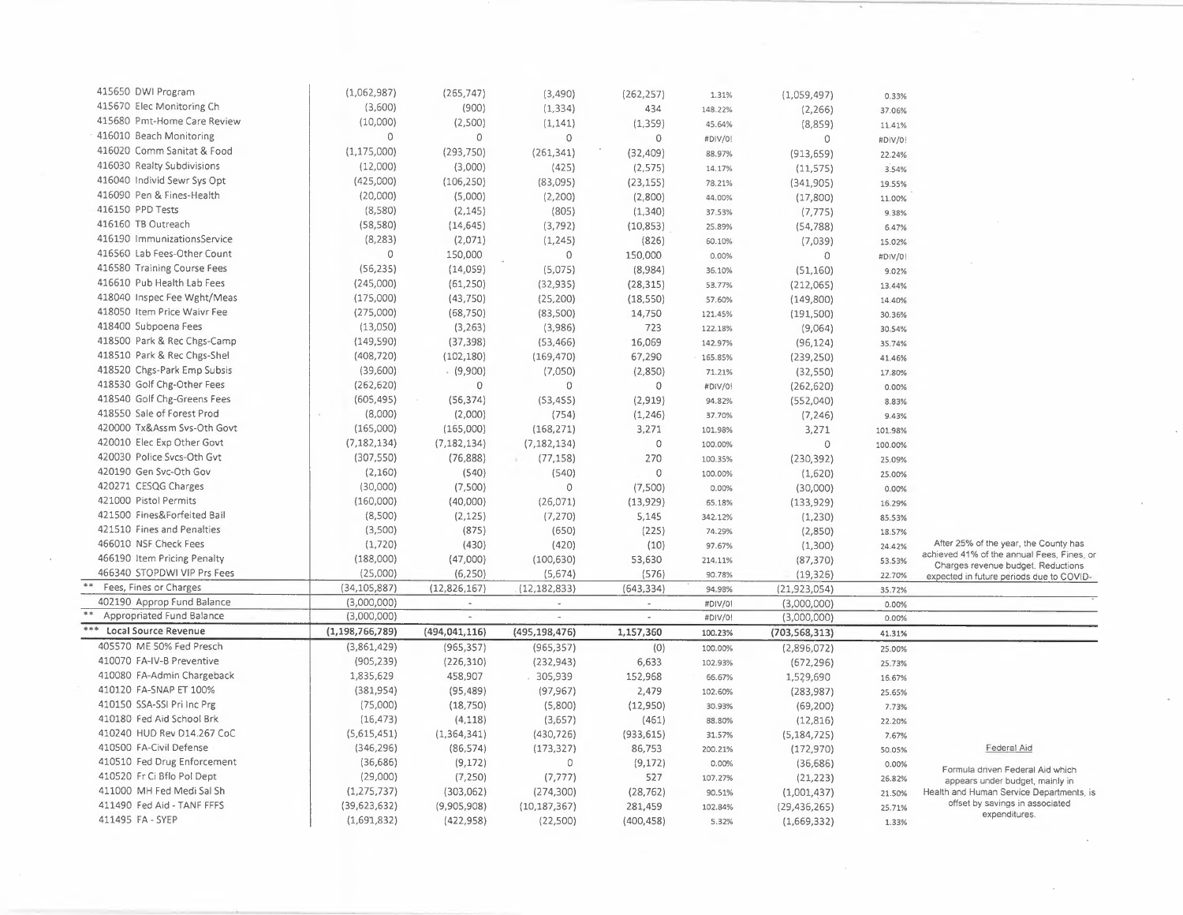| Account | | | | | | | | Notes |
|---|---|---|---|---|---|---|---|---|
| 415650 DWI Program | (1,062,987) | (265,747) | (3,490) | (262,257) | 1.31% | (1,059,497) | 0.33% | |
| 415670 Elec Monitoring Ch | (3,600) | (900) | (1,334) | 434 | 148.22% | (2,266) | 37.06% | |
| 415680 Pmt-Home Care Review | (10,000) | (2,500) | (1,141) | (1,359) | 45.64% | (8,859) | 11.41% | |
| 416010 Beach Monitoring | 0 | 0 | 0 | 0 | #DIV/0! | 0 | #DIV/0! | |
| 416020 Comm Sanitat & Food | (1,175,000) | (293,750) | (261,341) | (32,409) | 88.97% | (913,659) | 22.24% | |
| 416030 Realty Subdivisions | (12,000) | (3,000) | (425) | (2,575) | 14.17% | (11,575) | 3.54% | |
| 416040 Individ Sewr Sys Opt | (425,000) | (106,250) | (83,095) | (23,155) | 78.21% | (341,905) | 19.55% | |
| 416090 Pen & Fines-Health | (20,000) | (5,000) | (2,200) | (2,800) | 44.00% | (17,800) | 11.00% | |
| 416150 PPD Tests | (8,580) | (2,145) | (805) | (1,340) | 37.53% | (7,775) | 9.38% | |
| 416160 TB Outreach | (58,580) | (14,645) | (3,792) | (10,853) | 25.89% | (54,788) | 6.47% | |
| 416190 ImmunizationsService | (8,283) | (2,071) | (1,245) | (826) | 60.10% | (7,039) | 15.02% | |
| 416560 Lab Fees-Other Count | 0 | 150,000 | 0 | 150,000 | 0.00% | 0 | #DIV/0! | |
| 416580 Training Course Fees | (56,235) | (14,059) | (5,075) | (8,984) | 36.10% | (51,160) | 9.02% | |
| 416610 Pub Health Lab Fees | (245,000) | (61,250) | (32,935) | (28,315) | 53.77% | (212,065) | 13.44% | |
| 418040 Inspec Fee Wght/Meas | (175,000) | (43,750) | (25,200) | (18,550) | 57.60% | (149,800) | 14.40% | |
| 418050 Item Price Waivr Fee | (275,000) | (68,750) | (83,500) | 14,750 | 121.45% | (191,500) | 30.36% | |
| 418400 Subpoena Fees | (13,050) | (3,263) | (3,986) | 723 | 122.18% | (9,064) | 30.54% | |
| 418500 Park & Rec Chgs-Camp | (149,590) | (37,398) | (53,466) | 16,069 | 142.97% | (96,124) | 35.74% | |
| 418510 Park & Rec Chgs-Shel | (408,720) | (102,180) | (169,470) | 67,290 | 165.85% | (239,250) | 41.46% | |
| 418520 Chgs-Park Emp Subsis | (39,600) | (9,900) | (7,050) | (2,850) | 71.21% | (32,550) | 17.80% | |
| 418530 Golf Chg-Other Fees | (262,620) | 0 | 0 | 0 | #DIV/0! | (262,620) | 0.00% | |
| 418540 Golf Chg-Greens Fees | (605,495) | (56,374) | (53,455) | (2,919) | 94.82% | (552,040) | 8.83% | |
| 418550 Sale of Forest Prod | (8,000) | (2,000) | (754) | (1,246) | 37.70% | (7,246) | 9.43% | |
| 420000 Tx&Assm Svs-Oth Govt | (165,000) | (165,000) | (168,271) | 3,271 | 101.98% | 3,271 | 101.98% | |
| 420010 Elec Exp Other Govt | (7,182,134) | (7,182,134) | (7,182,134) | 0 | 100.00% | 0 | 100.00% | |
| 420030 Police Svcs-Oth Gvt | (307,550) | (76,888) | (77,158) | 270 | 100.35% | (230,392) | 25.09% | |
| 420190 Gen Svc-Oth Gov | (2,160) | (540) | (540) | 0 | 100.00% | (1,620) | 25.00% | |
| 420271 CESQG Charges | (30,000) | (7,500) | 0 | (7,500) | 0.00% | (30,000) | 0.00% | |
| 421000 Pistol Permits | (160,000) | (40,000) | (26,071) | (13,929) | 65.18% | (133,929) | 16.29% | |
| 421500 Fines&Forfeited Bail | (8,500) | (2,125) | (7,270) | 5,145 | 342.12% | (1,230) | 85.53% | |
| 421510 Fines and Penalties | (3,500) | (875) | (650) | (225) | 74.29% | (2,850) | 18.57% | |
| 466010 NSF Check Fees | (1,720) | (430) | (420) | (10) | 97.67% | (1,300) | 24.42% | After 25% of the year, the County has achieved 41% of the annual Fees, Fines, or Charges revenue budget. Reductions expected in future periods due to COVID- |
| 466190 Item Pricing Penalty | (188,000) | (47,000) | (100,630) | 53,630 | 214.11% | (87,370) | 53.53% | |
| 466340 STOPDWI VIP Prs Fees | (25,000) | (6,250) | (5,674) | (576) | 90.78% | (19,326) | 22.70% | |
| ** Fees, Fines or Charges | (34,105,887) | (12,826,167) | (12,182,833) | (643,334) | 94.98% | (21,923,054) | 35.72% | |
| 402190 Approp Fund Balance | (3,000,000) | - | - | - | #DIV/0! | (3,000,000) | 0.00% | |
| ** Appropriated Fund Balance | (3,000,000) | - | - | - | #DIV/0! | (3,000,000) | 0.00% | |
| *** **Local Source Revenue** | **(1,198,766,789)** | **(494,041,116)** | **(495,198,476)** | **1,157,360** | **100.23%** | **(703,568,313)** | **41.31%** | |
| 405570 ME 50% Fed Presch | (3,861,429) | (965,357) | (965,357) | (0) | 100.00% | (2,896,072) | 25.00% | |
| 410070 FA-IV-B Preventive | (905,239) | (226,310) | (232,943) | 6,633 | 102.93% | (672,296) | 25.73% | |
| 410080 FA-Admin Chargeback | 1,835,629 | 458,907 | 305,939 | 152,968 | 66.67% | 1,529,690 | 16.67% | |
| 410120 FA-SNAP ET 100% | (381,954) | (95,489) | (97,967) | 2,479 | 102.60% | (283,987) | 25.65% | |
| 410150 SSA-SSI Pri Inc Prg | (75,000) | (18,750) | (5,800) | (12,950) | 30.93% | (69,200) | 7.73% | |
| 410180 Fed Aid School Brk | (16,473) | (4,118) | (3,657) | (461) | 88.80% | (12,816) | 22.20% | |
| 410240 HUD Rev D14.267 CoC | (5,615,451) | (1,364,341) | (430,726) | (933,615) | 31.57% | (5,184,725) | 7.67% | |
| 410500 FA-Civil Defense | (346,296) | (86,574) | (173,327) | 86,753 | 200.21% | (172,970) | 50.05% | Federal Aid |
| 410510 Fed Drug Enforcement | (36,686) | (9,172) | 0 | (9,172) | 0.00% | (36,686) | 0.00% | |
| 410520 Fr Ci Bflo Pol Dept | (29,000) | (7,250) | (7,777) | 527 | 107.27% | (21,223) | 26.82% | Formula driven Federal Aid which appears under budget, mainly in Health and Human Service Departments, is offset by savings in associated expenditures. |
| 411000 MH Fed Medi Sal Sh | (1,275,737) | (303,062) | (274,300) | (28,762) | 90.51% | (1,001,437) | 21.50% | |
| 411490 Fed Aid - TANF FFFS | (39,623,632) | (9,905,908) | (10,187,367) | 281,459 | 102.84% | (29,436,265) | 25.71% | |
| 411495 FA - SYEP | (1,691,832) | (422,958) | (22,500) | (400,458) | 5.32% | (1,669,332) | 1.33% | |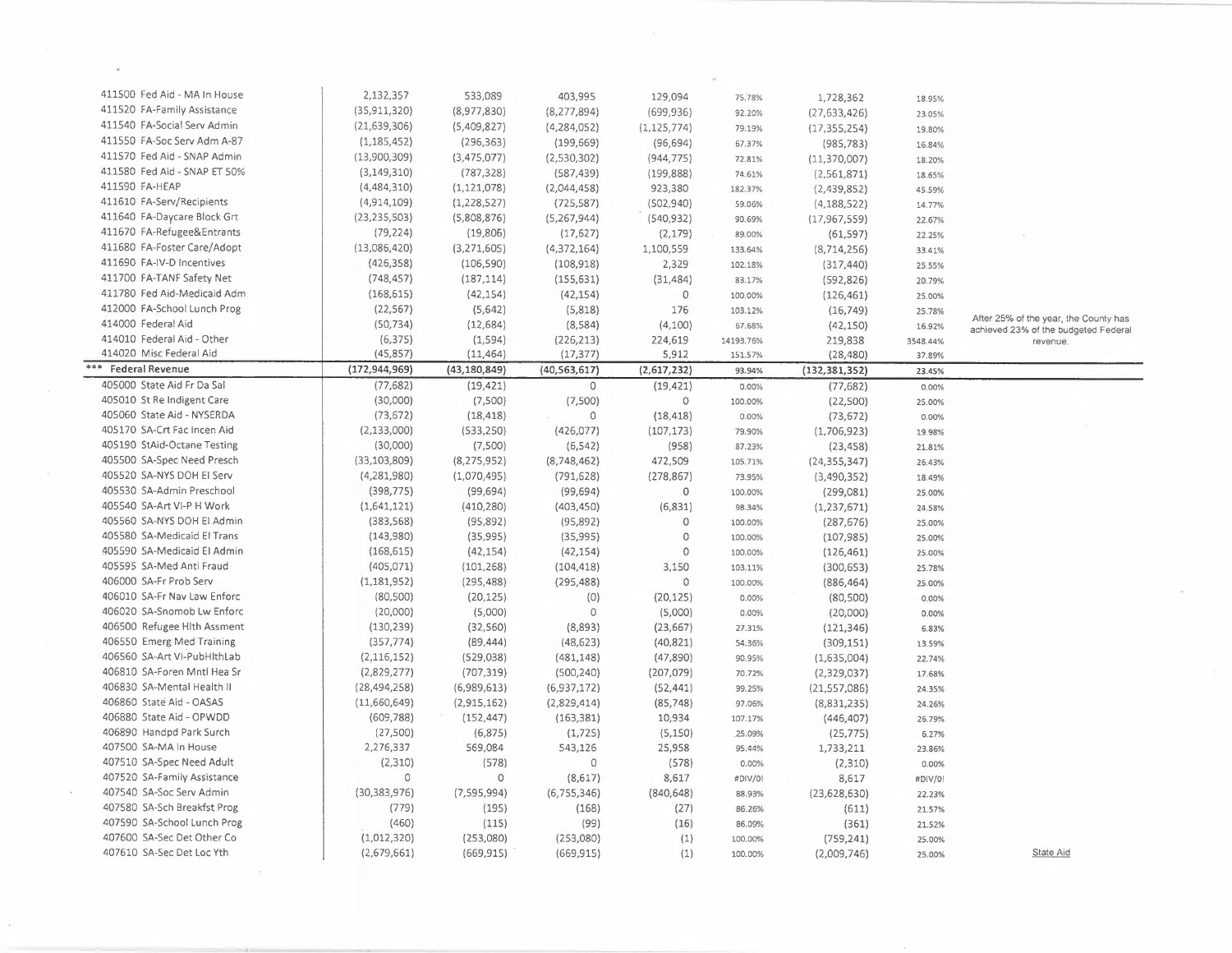| Account | Budget | 25% of Budget | Actual | Variance | % | Remaining | % | Notes |
|---|---|---|---|---|---|---|---|---|
| 411500 Fed Aid - MA In House | 2,132,357 | 533,089 | 403,995 | 129,094 | 75.78% | 1,728,362 | 18.95% | |
| 411520 FA-Family Assistance | (35,911,320) | (8,977,830) | (8,277,894) | (699,936) | 92.20% | (27,633,426) | 23.05% | |
| 411540 FA-Social Serv Admin | (21,639,306) | (5,409,827) | (4,284,052) | (1,125,774) | 79.19% | (17,355,254) | 19.80% | |
| 411550 FA-Soc Serv Adm A-87 | (1,185,452) | (296,363) | (199,669) | (96,694) | 67.37% | (985,783) | 16.84% | |
| 411570 Fed Aid - SNAP Admin | (13,900,309) | (3,475,077) | (2,530,302) | (944,775) | 72.81% | (11,370,007) | 18.20% | |
| 411580 Fed Aid - SNAP ET 50% | (3,149,310) | (787,328) | (587,439) | (199,888) | 74.61% | (2,561,871) | 18.65% | |
| 411590 FA-HEAP | (4,484,310) | (1,121,078) | (2,044,458) | 923,380 | 182.37% | (2,439,852) | 45.59% | |
| 411610 FA-Serv/Recipients | (4,914,109) | (1,228,527) | (725,587) | (502,940) | 59.06% | (4,188,522) | 14.77% | |
| 411640 FA-Daycare Block Grt | (23,235,503) | (5,808,876) | (5,267,944) | (540,932) | 90.69% | (17,967,559) | 22.67% | |
| 411670 FA-Refugee&Entrants | (79,224) | (19,806) | (17,627) | (2,179) | 89.00% | (61,597) | 22.25% | |
| 411680 FA-Foster Care/Adopt | (13,086,420) | (3,271,605) | (4,372,164) | 1,100,559 | 133.64% | (8,714,256) | 33.41% | |
| 411690 FA-IV-D Incentives | (426,358) | (106,590) | (108,918) | 2,329 | 102.18% | (317,440) | 25.55% | |
| 411700 FA-TANF Safety Net | (748,457) | (187,114) | (155,631) | (31,484) | 83.17% | (592,826) | 20.79% | |
| 411780 Fed Aid-Medicaid Adm | (168,615) | (42,154) | (42,154) | 0 | 100.00% | (126,461) | 25.00% | |
| 412000 FA-School Lunch Prog | (22,567) | (5,642) | (5,818) | 176 | 103.12% | (16,749) | 25.78% | After 25% of the year, the County has achieved 23% of the budgeted Federal revenue. |
| 414000 Federal Aid | (50,734) | (12,684) | (8,584) | (4,100) | 67.68% | (42,150) | 16.92% | |
| 414010 Federal Aid - Other | (6,375) | (1,594) | (226,213) | 224,619 | 14193.76% | 219,838 | 3548.44% | |
| 414020 Misc Federal Aid | (45,857) | (11,464) | (17,377) | 5,912 | 151.57% | (28,480) | 37.89% | |
| *** Federal Revenue | (172,944,969) | (43,180,849) | (40,563,617) | (2,617,232) | 93.94% | (132,381,352) | 23.45% | |
| 405000 State Aid Fr Da Sal | (77,682) | (19,421) | 0 | (19,421) | 0.00% | (77,682) | 0.00% | |
| 405010 St Re Indigent Care | (30,000) | (7,500) | (7,500) | 0 | 100.00% | (22,500) | 25.00% | |
| 405060 State Aid - NYSERDA | (73,672) | (18,418) | 0 | (18,418) | 0.00% | (73,672) | 0.00% | |
| 405170 SA-Crt Fac Incen Aid | (2,133,000) | (533,250) | (426,077) | (107,173) | 79.90% | (1,706,923) | 19.98% | |
| 405190 StAid-Octane Testing | (30,000) | (7,500) | (6,542) | (958) | 87.23% | (23,458) | 21.81% | |
| 405500 SA-Spec Need Presch | (33,103,809) | (8,275,952) | (8,748,462) | 472,509 | 105.71% | (24,355,347) | 26.43% | |
| 405520 SA-NYS DOH EI Serv | (4,281,980) | (1,070,495) | (791,628) | (278,867) | 73.95% | (3,490,352) | 18.49% | |
| 405530 SA-Admin Preschool | (398,775) | (99,694) | (99,694) | 0 | 100.00% | (299,081) | 25.00% | |
| 405540 SA-Art VI-P H Work | (1,641,121) | (410,280) | (403,450) | (6,831) | 98.34% | (1,237,671) | 24.58% | |
| 405560 SA-NYS DOH EI Admin | (383,568) | (95,892) | (95,892) | 0 | 100.00% | (287,676) | 25.00% | |
| 405580 SA-Medicaid EI Trans | (143,980) | (35,995) | (35,995) | 0 | 100.00% | (107,985) | 25.00% | |
| 405590 SA-Medicaid EI Admin | (168,615) | (42,154) | (42,154) | 0 | 100.00% | (126,461) | 25.00% | |
| 405595 SA-Med Anti Fraud | (405,071) | (101,268) | (104,418) | 3,150 | 103.11% | (300,653) | 25.78% | |
| 406000 SA-Fr Prob Serv | (1,181,952) | (295,488) | (295,488) | 0 | 100.00% | (886,464) | 25.00% | |
| 406010 SA-Fr Nav Law Enforc | (80,500) | (20,125) | (0) | (20,125) | 0.00% | (80,500) | 0.00% | |
| 406020 SA-Snomob Lw Enforc | (20,000) | (5,000) | 0 | (5,000) | 0.00% | (20,000) | 0.00% | |
| 406500 Refugee Hlth Assment | (130,239) | (32,560) | (8,893) | (23,667) | 27.31% | (121,346) | 6.83% | |
| 406550 Emerg Med Training | (357,774) | (89,444) | (48,623) | (40,821) | 54.36% | (309,151) | 13.59% | |
| 406560 SA-Art VI-PubHlthLab | (2,116,152) | (529,038) | (481,148) | (47,890) | 90.95% | (1,635,004) | 22.74% | |
| 406810 SA-Foren Mntl Hea Sr | (2,829,277) | (707,319) | (500,240) | (207,079) | 70.72% | (2,329,037) | 17.68% | |
| 406830 SA-Mental Health II | (28,494,258) | (6,989,613) | (6,937,172) | (52,441) | 99.25% | (21,557,086) | 24.35% | |
| 406860 State Aid - OASAS | (11,660,649) | (2,915,162) | (2,829,414) | (85,748) | 97.06% | (8,831,235) | 24.26% | |
| 406880 State Aid - OPWDD | (609,788) | (152,447) | (163,381) | 10,934 | 107.17% | (446,407) | 26.79% | |
| 406890 Handpd Park Surch | (27,500) | (6,875) | (1,725) | (5,150) | 25.09% | (25,775) | 6.27% | |
| 407500 SA-MA In House | 2,276,337 | 569,084 | 543,126 | 25,958 | 95.44% | 1,733,211 | 23.86% | |
| 407510 SA-Spec Need Adult | (2,310) | (578) | 0 | (578) | 0.00% | (2,310) | 0.00% | |
| 407520 SA-Family Assistance | 0 | 0 | (8,617) | 8,617 | #DIV/0! | 8,617 | #DIV/0! | |
| 407540 SA-Soc Serv Admin | (30,383,976) | (7,595,994) | (6,755,346) | (840,648) | 88.93% | (23,628,630) | 22.23% | |
| 407580 SA-Sch Breakfst Prog | (779) | (195) | (168) | (27) | 86.26% | (611) | 21.57% | |
| 407590 SA-School Lunch Prog | (460) | (115) | (99) | (16) | 86.09% | (361) | 21.52% | |
| 407600 SA-Sec Det Other Co | (1,012,320) | (253,080) | (253,080) | (1) | 100.00% | (759,241) | 25.00% | |
| 407610 SA-Sec Det Loc Yth | (2,679,661) | (669,915) | (669,915) | (1) | 100.00% | (2,009,746) | 25.00% | State Aid |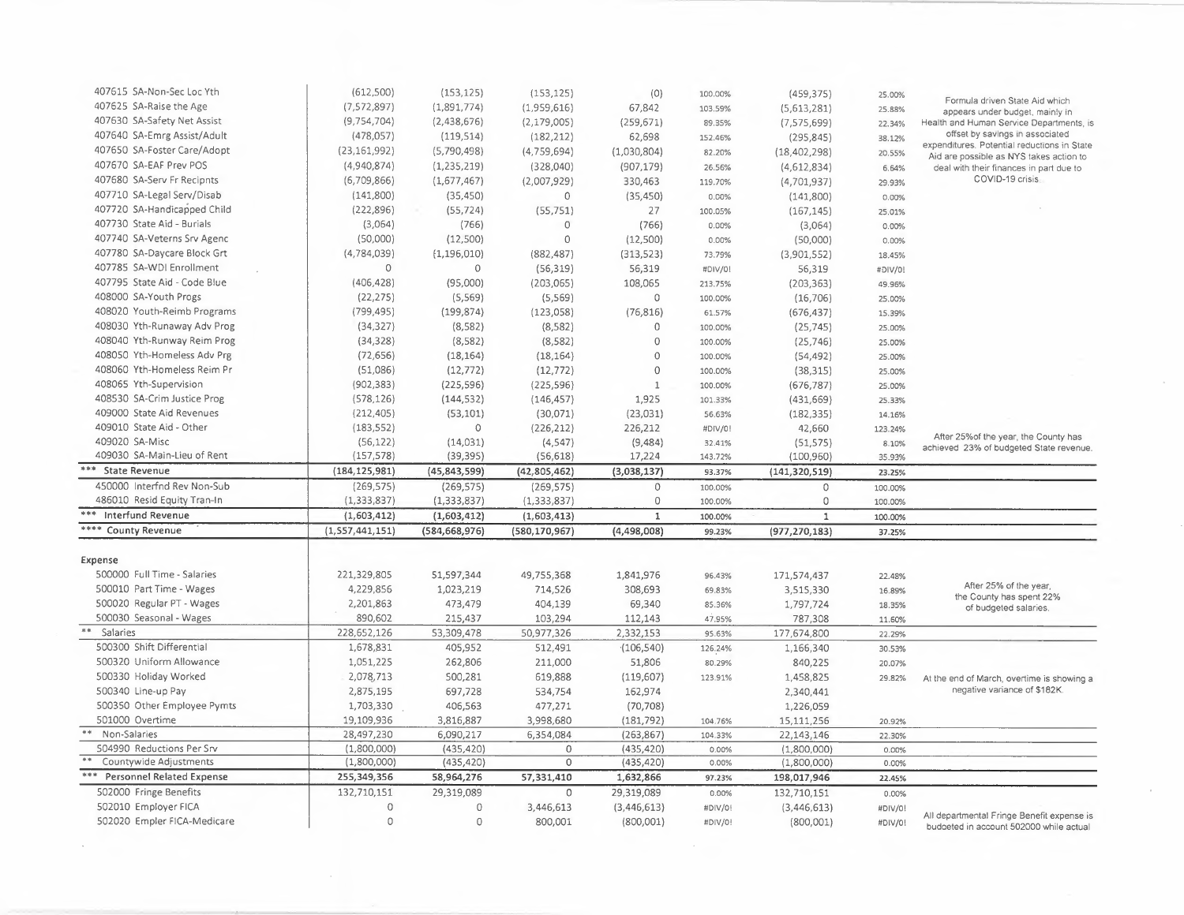| Account | Col 1 | Col 2 | Col 3 | Col 4 | Col 5 | Col 6 | Col 7 | Notes |
|---|---|---|---|---|---|---|---|---|
| 407615 SA-Non-Sec Loc Yth | (612,500) | (153,125) | (153,125) | (0) | 100.00% | (459,375) | 25.00% | Formula driven State Aid which appears under budget, mainly in Health and Human Service Departments, is offset by savings in associated expenditures. Potential reductions in State Aid are possible as NYS takes action to deal with their finances in part due to COVID-19 crisis. |
| 407625 SA-Raise the Age | (7,572,897) | (1,891,774) | (1,959,616) | 67,842 | 103.59% | (5,613,281) | 25.88% | |
| 407630 SA-Safety Net Assist | (9,754,704) | (2,438,676) | (2,179,005) | (259,671) | 89.35% | (7,575,699) | 22.34% | |
| 407640 SA-Emrg Assist/Adult | (478,057) | (119,514) | (182,212) | 62,698 | 152.46% | (295,845) | 38.12% | |
| 407650 SA-Foster Care/Adopt | (23,161,992) | (5,790,498) | (4,759,694) | (1,030,804) | 82.20% | (18,402,298) | 20.55% | |
| 407670 SA-EAF Prev POS | (4,940,874) | (1,235,219) | (328,040) | (907,179) | 26.56% | (4,612,834) | 6.64% | |
| 407680 SA-Serv Fr Recipnts | (6,709,866) | (1,677,467) | (2,007,929) | 330,463 | 119.70% | (4,701,937) | 29.93% | |
| 407710 SA-Legal Serv/Disab | (141,800) | (35,450) | 0 | (35,450) | 0.00% | (141,800) | 0.00% | |
| 407720 SA-Handicapped Child | (222,896) | (55,724) | (55,751) | 27 | 100.05% | (167,145) | 25.01% | |
| 407730 State Aid - Burials | (3,064) | (766) | 0 | (766) | 0.00% | (3,064) | 0.00% | |
| 407740 SA-Veterns Srv Agenc | (50,000) | (12,500) | 0 | (12,500) | 0.00% | (50,000) | 0.00% | |
| 407780 SA-Daycare Block Grt | (4,784,039) | (1,196,010) | (882,487) | (313,523) | 73.79% | (3,901,552) | 18.45% | |
| 407785 SA-WDI Enrollment | 0 | 0 | (56,319) | 56,319 | #DIV/0! | 56,319 | #DIV/0! | |
| 407795 State Aid - Code Blue | (406,428) | (95,000) | (203,065) | 108,065 | 213.75% | (203,363) | 49.96% | |
| 408000 SA-Youth Progs | (22,275) | (5,569) | (5,569) | 0 | 100.00% | (16,706) | 25.00% | |
| 408020 Youth-Reimb Programs | (799,495) | (199,874) | (123,058) | (76,816) | 61.57% | (676,437) | 15.39% | |
| 408030 Yth-Runaway Adv Prog | (34,327) | (8,582) | (8,582) | 0 | 100.00% | (25,745) | 25.00% | |
| 408040 Yth-Runway Reim Prog | (34,328) | (8,582) | (8,582) | 0 | 100.00% | (25,746) | 25.00% | |
| 408050 Yth-Homeless Adv Prg | (72,656) | (18,164) | (18,164) | 0 | 100.00% | (54,492) | 25.00% | |
| 408060 Yth-Homeless Reim Pr | (51,086) | (12,772) | (12,772) | 0 | 100.00% | (38,315) | 25.00% | |
| 408065 Yth-Supervision | (902,383) | (225,596) | (225,596) | 1 | 100.00% | (676,787) | 25.00% | |
| 408530 SA-Crim Justice Prog | (578,126) | (144,532) | (146,457) | 1,925 | 101.33% | (431,669) | 25.33% | |
| 409000 State Aid Revenues | (212,405) | (53,101) | (30,071) | (23,031) | 56.63% | (182,335) | 14.16% | |
| 409010 State Aid - Other | (183,552) | 0 | (226,212) | 226,212 | #DIV/0! | 42,660 | 123.24% | After 25% of the year, the County has achieved 23% of budgeted State revenue. |
| 409020 SA-Misc | (56,122) | (14,031) | (4,547) | (9,484) | 32.41% | (51,575) | 8.10% | |
| 409030 SA-Main-Lieu of Rent | (157,578) | (39,395) | (56,618) | 17,224 | 143.72% | (100,960) | 35.93% | |
| *** State Revenue | (184,125,981) | (45,843,599) | (42,805,462) | (3,038,137) | 93.37% | (141,320,519) | 23.25% | |
| 450000 Interfnd Rev Non-Sub | (269,575) | (269,575) | (269,575) | 0 | 100.00% | 0 | 100.00% | |
| 486010 Resid Equity Tran-In | (1,333,837) | (1,333,837) | (1,333,837) | 0 | 100.00% | 0 | 100.00% | |
| *** Interfund Revenue | (1,603,412) | (1,603,412) | (1,603,413) | 1 | 100.00% | 1 | 100.00% | |
| **** County Revenue | (1,557,441,151) | (584,668,976) | (580,170,967) | (4,498,008) | 99.23% | (977,270,183) | 37.25% | |
| **Expense** | | | | | | | | |
| 500000 Full Time - Salaries | 221,329,805 | 51,597,344 | 49,755,368 | 1,841,976 | 96.43% | 171,574,437 | 22.48% | After 25% of the year, the County has spent 22% of budgeted salaries. |
| 500010 Part Time - Wages | 4,229,856 | 1,023,219 | 714,526 | 308,693 | 69.83% | 3,515,330 | 16.89% | |
| 500020 Regular PT - Wages | 2,201,863 | 473,479 | 404,139 | 69,340 | 85.36% | 1,797,724 | 18.35% | |
| 500030 Seasonal - Wages | 890,602 | 215,437 | 103,294 | 112,143 | 47.95% | 787,308 | 11.60% | |
| ** Salaries | 228,652,126 | 53,309,478 | 50,977,326 | 2,332,153 | 95.63% | 177,674,800 | 22.29% | |
| 500300 Shift Differential | 1,678,831 | 405,952 | 512,491 | (106,540) | 126.24% | 1,166,340 | 30.53% | |
| 500320 Uniform Allowance | 1,051,225 | 262,806 | 211,000 | 51,806 | 80.29% | 840,225 | 20.07% | |
| 500330 Holiday Worked | 2,078,713 | 500,281 | 619,888 | (119,607) | 123.91% | 1,458,825 | 29.82% | At the end of March, overtime is showing a negative variance of $182K. |
| 500340 Line-up Pay | 2,875,195 | 697,728 | 534,754 | 162,974 | | 2,340,441 | | |
| 500350 Other Employee Pymts | 1,703,330 | 406,563 | 477,271 | (70,708) | | 1,226,059 | | |
| 501000 Overtime | 19,109,936 | 3,816,887 | 3,998,680 | (181,792) | 104.76% | 15,111,256 | 20.92% | |
| ** Non-Salaries | 28,497,230 | 6,090,217 | 6,354,084 | (263,867) | 104.33% | 22,143,146 | 22.30% | |
| 504990 Reductions Per Srv | (1,800,000) | (435,420) | 0 | (435,420) | 0.00% | (1,800,000) | 0.00% | |
| ** Countywide Adjustments | (1,800,000) | (435,420) | 0 | (435,420) | 0.00% | (1,800,000) | 0.00% | |
| *** Personnel Related Expense | 255,349,356 | 58,964,276 | 57,331,410 | 1,632,866 | 97.23% | 198,017,946 | 22.45% | |
| 502000 Fringe Benefits | 132,710,151 | 29,319,089 | 0 | 29,319,089 | 0.00% | 132,710,151 | 0.00% | |
| 502010 Employer FICA | 0 | 0 | 3,446,613 | (3,446,613) | #DIV/0! | (3,446,613) | #DIV/0! | All departmental Fringe Benefit expense is budgeted in account 502000 while actual |
| 502020 Empler FICA-Medicare | 0 | 0 | 800,001 | (800,001) | #DIV/0! | (800,001) | #DIV/0! | |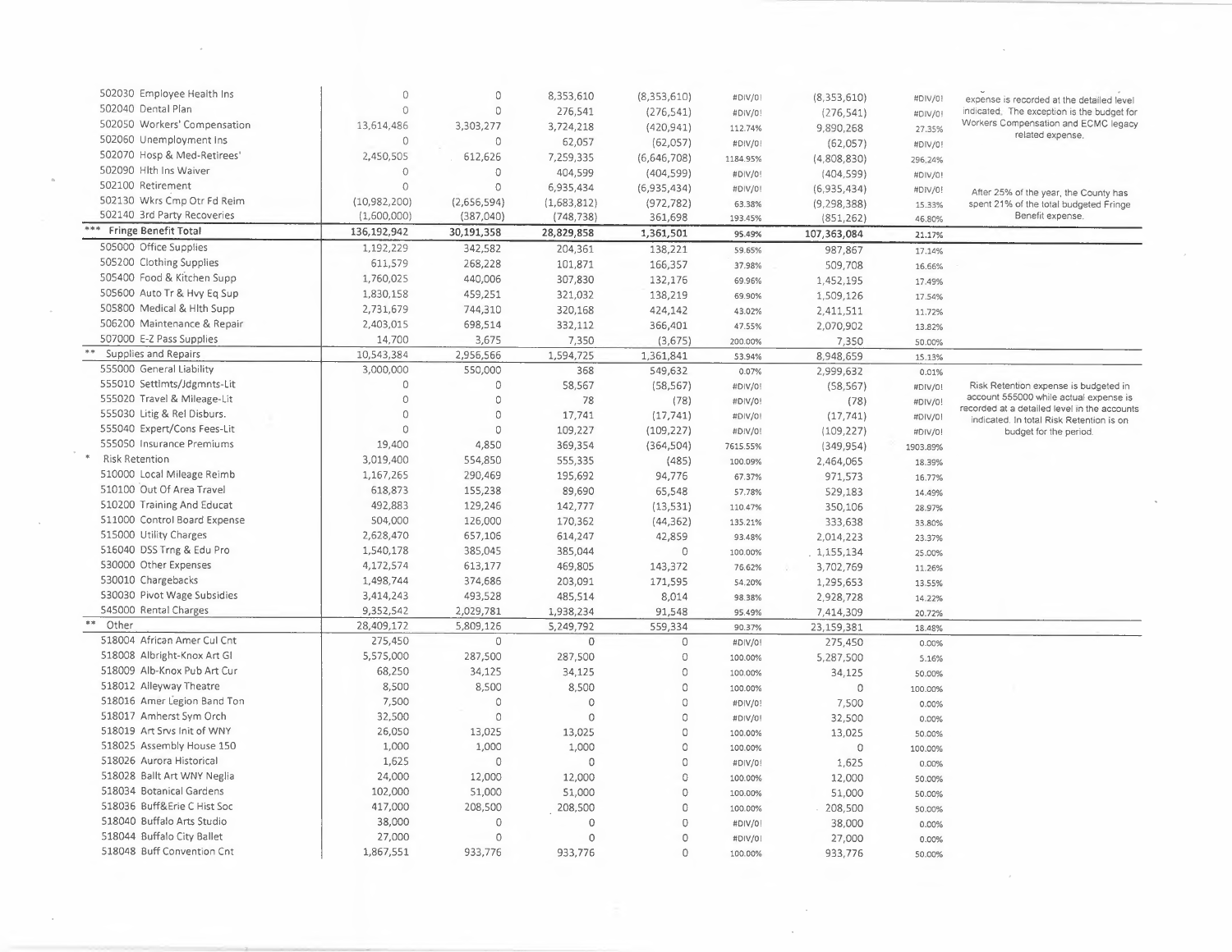| Account | Col 1 | Col 2 | Col 3 | Col 4 | Col 5 | Col 6 | Col 7 | Notes |
|---|---|---|---|---|---|---|---|---|
| 502030 Employee Health Ins | 0 | 0 | 8,353,610 | (8,353,610) | #DIV/0! | (8,353,610) | #DIV/0! | expense is recorded at the detailed level indicated. The exception is the budget for Workers Compensation and ECMC legacy related expense. |
| 502040 Dental Plan | 0 | 0 | 276,541 | (276,541) | #DIV/0! | (276,541) | #DIV/0! | |
| 502050 Workers' Compensation | 13,614,486 | 3,303,277 | 3,724,218 | (420,941) | 112.74% | 9,890,268 | 27.35% | |
| 502060 Unemployment Ins | 0 | 0 | 62,057 | (62,057) | #DIV/0! | (62,057) | #DIV/0! | |
| 502070 Hosp & Med-Retirees' | 2,450,505 | 612,626 | 7,259,335 | (6,646,708) | 1184.95% | (4,808,830) | 296.24% | |
| 502090 Hlth Ins Waiver | 0 | 0 | 404,599 | (404,599) | #DIV/0! | (404,599) | #DIV/0! | |
| 502100 Retirement | 0 | 0 | 6,935,434 | (6,935,434) | #DIV/0! | (6,935,434) | #DIV/0! | After 25% of the year, the County has spent 21% of the total budgeted Fringe Benefit expense. |
| 502130 Wkrs Cmp Otr Fd Reim | (10,982,200) | (2,656,594) | (1,683,812) | (972,782) | 63.38% | (9,298,388) | 15.33% | |
| 502140 3rd Party Recoveries | (1,600,000) | (387,040) | (748,738) | 361,698 | 193.45% | (851,262) | 46.80% | |
| *** Fringe Benefit Total | 136,192,942 | 30,191,358 | 28,829,858 | 1,361,501 | 95.49% | 107,363,084 | 21.17% | |
| 505000 Office Supplies | 1,192,229 | 342,582 | 204,361 | 138,221 | 59.65% | 987,867 | 17.14% | |
| 505200 Clothing Supplies | 611,579 | 268,228 | 101,871 | 166,357 | 37.98% | 509,708 | 16.66% | |
| 505400 Food & Kitchen Supp | 1,760,025 | 440,006 | 307,830 | 132,176 | 69.96% | 1,452,195 | 17.49% | |
| 505600 Auto Tr & Hvy Eq Sup | 1,830,158 | 459,251 | 321,032 | 138,219 | 69.90% | 1,509,126 | 17.54% | |
| 505800 Medical & Hlth Supp | 2,731,679 | 744,310 | 320,168 | 424,142 | 43.02% | 2,411,511 | 11.72% | |
| 506200 Maintenance & Repair | 2,403,015 | 698,514 | 332,112 | 366,401 | 47.55% | 2,070,902 | 13.82% | |
| 507000 E-Z Pass Supplies | 14,700 | 3,675 | 7,350 | (3,675) | 200.00% | 7,350 | 50.00% | |
| ** Supplies and Repairs | 10,543,384 | 2,956,566 | 1,594,725 | 1,361,841 | 53.94% | 8,948,659 | 15.13% | |
| 555000 General Liability | 3,000,000 | 550,000 | 368 | 549,632 | 0.07% | 2,999,632 | 0.01% | |
| 555010 Settlmts/Jdgmnts-Lit | 0 | 0 | 58,567 | (58,567) | #DIV/0! | (58,567) | #DIV/0! | Risk Retention expense is budgeted in account 555000 while actual expense is recorded at a detailed level in the accounts indicated. In total Risk Retention is on budget for the period. |
| 555020 Travel & Mileage-Lit | 0 | 0 | 78 | (78) | #DIV/0! | (78) | #DIV/0! | |
| 555030 Litig & Rel Disburs. | 0 | 0 | 17,741 | (17,741) | #DIV/0! | (17,741) | #DIV/0! | |
| 555040 Expert/Cons Fees-Lit | 0 | 0 | 109,227 | (109,227) | #DIV/0! | (109,227) | #DIV/0! | |
| 555050 Insurance Premiums | 19,400 | 4,850 | 369,354 | (364,504) | 7615.55% | (349,954) | 1903.89% | |
| * Risk Retention | 3,019,400 | 554,850 | 555,335 | (485) | 100.09% | 2,464,065 | 18.39% | |
| 510000 Local Mileage Reimb | 1,167,265 | 290,469 | 195,692 | 94,776 | 67.37% | 971,573 | 16.77% | |
| 510100 Out Of Area Travel | 618,873 | 155,238 | 89,690 | 65,548 | 57.78% | 529,183 | 14.49% | |
| 510200 Training And Educat | 492,883 | 129,246 | 142,777 | (13,531) | 110.47% | 350,106 | 28.97% | |
| 511000 Control Board Expense | 504,000 | 126,000 | 170,362 | (44,362) | 135.21% | 333,638 | 33.80% | |
| 515000 Utility Charges | 2,628,470 | 657,106 | 614,247 | 42,859 | 93.48% | 2,014,223 | 23.37% | |
| 516040 DSS Trng & Edu Pro | 1,540,178 | 385,045 | 385,044 | 0 | 100.00% | 1,155,134 | 25.00% | |
| 530000 Other Expenses | 4,172,574 | 613,177 | 469,805 | 143,372 | 76.62% | 3,702,769 | 11.26% | |
| 530010 Chargebacks | 1,498,744 | 374,686 | 203,091 | 171,595 | 54.20% | 1,295,653 | 13.55% | |
| 530030 Pivot Wage Subsidies | 3,414,243 | 493,528 | 485,514 | 8,014 | 98.38% | 2,928,728 | 14.22% | |
| 545000 Rental Charges | 9,352,542 | 2,029,781 | 1,938,234 | 91,548 | 95.49% | 7,414,309 | 20.72% | |
| ** Other | 28,409,172 | 5,809,126 | 5,249,792 | 559,334 | 90.37% | 23,159,381 | 18.48% | |
| 518004 African Amer Cul Cnt | 275,450 | 0 | 0 | 0 | #DIV/0! | 275,450 | 0.00% | |
| 518008 Albright-Knox Art Gl | 5,575,000 | 287,500 | 287,500 | 0 | 100.00% | 5,287,500 | 5.16% | |
| 518009 Alb-Knox Pub Art Cur | 68,250 | 34,125 | 34,125 | 0 | 100.00% | 34,125 | 50.00% | |
| 518012 Alleyway Theatre | 8,500 | 8,500 | 8,500 | 0 | 100.00% | 0 | 100.00% | |
| 518016 Amer Legion Band Ton | 7,500 | 0 | 0 | 0 | #DIV/0! | 7,500 | 0.00% | |
| 518017 Amherst Sym Orch | 32,500 | 0 | 0 | 0 | #DIV/0! | 32,500 | 0.00% | |
| 518019 Art Srvs Init of WNY | 26,050 | 13,025 | 13,025 | 0 | 100.00% | 13,025 | 50.00% | |
| 518025 Assembly House 150 | 1,000 | 1,000 | 1,000 | 0 | 100.00% | 0 | 100.00% | |
| 518026 Aurora Historical | 1,625 | 0 | 0 | 0 | #DIV/0! | 1,625 | 0.00% | |
| 518028 Ballt Art WNY Neglia | 24,000 | 12,000 | 12,000 | 0 | 100.00% | 12,000 | 50.00% | |
| 518034 Botanical Gardens | 102,000 | 51,000 | 51,000 | 0 | 100.00% | 51,000 | 50.00% | |
| 518036 Buff&Erie C Hist Soc | 417,000 | 208,500 | 208,500 | 0 | 100.00% | 208,500 | 50.00% | |
| 518040 Buffalo Arts Studio | 38,000 | 0 | 0 | 0 | #DIV/0! | 38,000 | 0.00% | |
| 518044 Buffalo City Ballet | 27,000 | 0 | 0 | 0 | #DIV/0! | 27,000 | 0.00% | |
| 518048 Buff Convention Cnt | 1,867,551 | 933,776 | 933,776 | 0 | 100.00% | 933,776 | 50.00% | |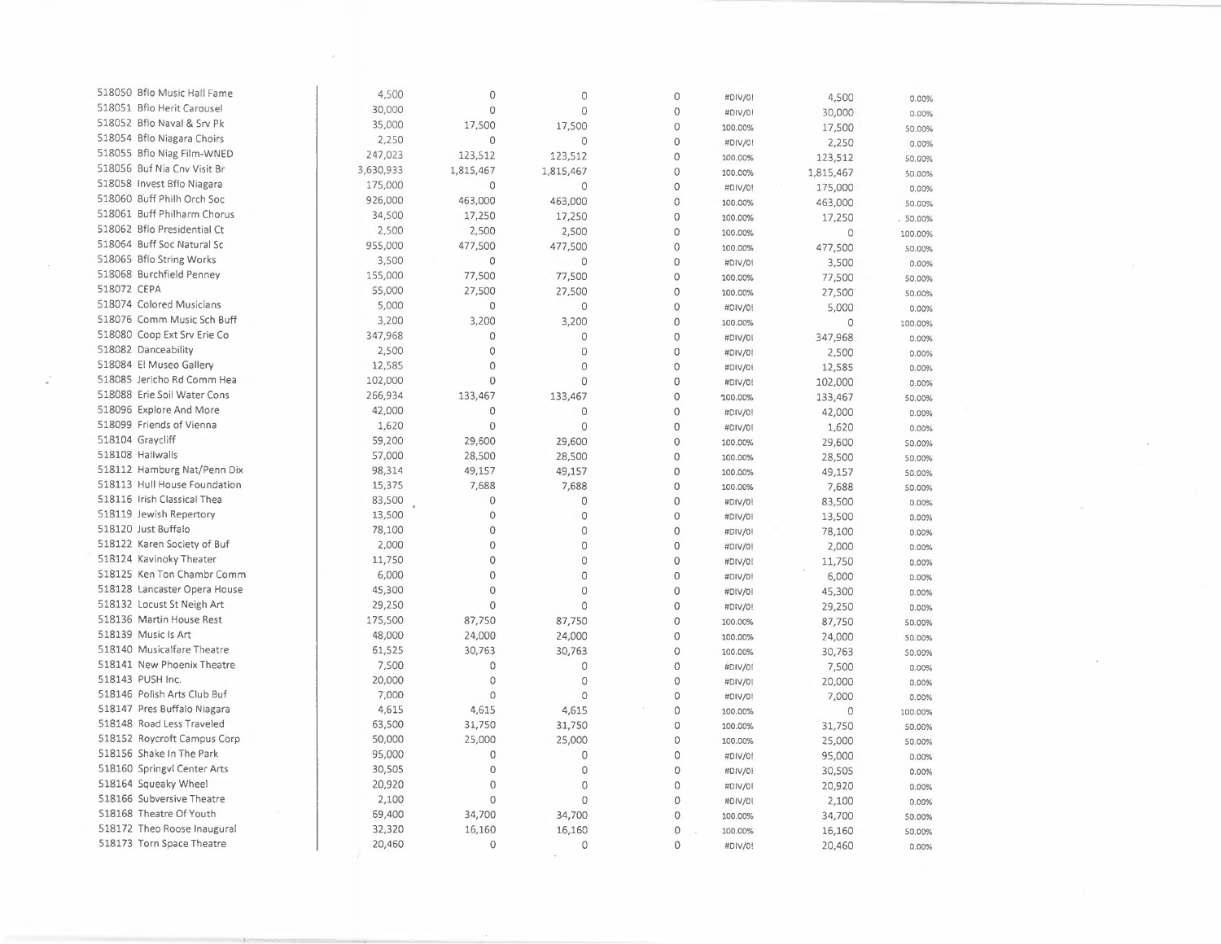| | | | | | | |
|---|---|---|---|---|---|---|
| 518050 Bflo Music Hall Fame | 4,500 | 0 | 0 | 0 | #DIV/0! | 4,500 | 0.00% |
| 518051 Bflo Herit Carousel | 30,000 | 0 | 0 | 0 | #DIV/0! | 30,000 | 0.00% |
| 518052 Bflo Naval & Srv Pk | 35,000 | 17,500 | 17,500 | 0 | 100.00% | 17,500 | 50.00% |
| 518054 Bflo Niagara Choirs | 2,250 | 0 | 0 | 0 | #DIV/0! | 2,250 | 0.00% |
| 518055 Bflo Niag Film-WNED | 247,023 | 123,512 | 123,512 | 0 | 100.00% | 123,512 | 50.00% |
| 518056 Buf Nia Cnv Visit Br | 3,630,933 | 1,815,467 | 1,815,467 | 0 | 100.00% | 1,815,467 | 50.00% |
| 518058 Invest Bflo Niagara | 175,000 | 0 | 0 | 0 | #DIV/0! | 175,000 | 0.00% |
| 518060 Buff Philh Orch Soc | 926,000 | 463,000 | 463,000 | 0 | 100.00% | 463,000 | 50.00% |
| 518061 Buff Philharm Chorus | 34,500 | 17,250 | 17,250 | 0 | 100.00% | 17,250 | 50.00% |
| 518062 Bflo Presidential Ct | 2,500 | 2,500 | 2,500 | 0 | 100.00% | 0 | 100.00% |
| 518064 Buff Soc Natural Sc | 955,000 | 477,500 | 477,500 | 0 | 100.00% | 477,500 | 50.00% |
| 518065 Bflo String Works | 3,500 | 0 | 0 | 0 | #DIV/0! | 3,500 | 0.00% |
| 518068 Burchfield Penney | 155,000 | 77,500 | 77,500 | 0 | 100.00% | 77,500 | 50.00% |
| 518072 CEPA | 55,000 | 27,500 | 27,500 | 0 | 100.00% | 27,500 | 50.00% |
| 518074 Colored Musicians | 5,000 | 0 | 0 | 0 | #DIV/0! | 5,000 | 0.00% |
| 518076 Comm Music Sch Buff | 3,200 | 3,200 | 3,200 | 0 | 100.00% | 0 | 100.00% |
| 518080 Coop Ext Srv Erie Co | 347,968 | 0 | 0 | 0 | #DIV/0! | 347,968 | 0.00% |
| 518082 Danceability | 2,500 | 0 | 0 | 0 | #DIV/0! | 2,500 | 0.00% |
| 518084 El Museo Gallery | 12,585 | 0 | 0 | 0 | #DIV/0! | 12,585 | 0.00% |
| 518085 Jericho Rd Comm Hea | 102,000 | 0 | 0 | 0 | #DIV/0! | 102,000 | 0.00% |
| 518088 Erie Soil Water Cons | 266,934 | 133,467 | 133,467 | 0 | 100.00% | 133,467 | 50.00% |
| 518096 Explore And More | 42,000 | 0 | 0 | 0 | #DIV/0! | 42,000 | 0.00% |
| 518099 Friends of Vienna | 1,620 | 0 | 0 | 0 | #DIV/0! | 1,620 | 0.00% |
| 518104 Graycliff | 59,200 | 29,600 | 29,600 | 0 | 100.00% | 29,600 | 50.00% |
| 518108 Hallwalls | 57,000 | 28,500 | 28,500 | 0 | 100.00% | 28,500 | 50.00% |
| 518112 Hamburg Nat/Penn Dix | 98,314 | 49,157 | 49,157 | 0 | 100.00% | 49,157 | 50.00% |
| 518113 Hull House Foundation | 15,375 | 7,688 | 7,688 | 0 | 100.00% | 7,688 | 50.00% |
| 518116 Irish Classical Thea | 83,500 | 0 | 0 | 0 | #DIV/0! | 83,500 | 0.00% |
| 518119 Jewish Repertory | 13,500 | 0 | 0 | 0 | #DIV/0! | 13,500 | 0.00% |
| 518120 Just Buffalo | 78,100 | 0 | 0 | 0 | #DIV/0! | 78,100 | 0.00% |
| 518122 Karen Society of Buf | 2,000 | 0 | 0 | 0 | #DIV/0! | 2,000 | 0.00% |
| 518124 Kavinoky Theater | 11,750 | 0 | 0 | 0 | #DIV/0! | 11,750 | 0.00% |
| 518125 Ken Ton Chambr Comm | 6,000 | 0 | 0 | 0 | #DIV/0! | 6,000 | 0.00% |
| 518128 Lancaster Opera House | 45,300 | 0 | 0 | 0 | #DIV/0! | 45,300 | 0.00% |
| 518132 Locust St Neigh Art | 29,250 | 0 | 0 | 0 | #DIV/0! | 29,250 | 0.00% |
| 518136 Martin House Rest | 175,500 | 87,750 | 87,750 | 0 | 100.00% | 87,750 | 50.00% |
| 518139 Music Is Art | 48,000 | 24,000 | 24,000 | 0 | 100.00% | 24,000 | 50.00% |
| 518140 Musicalfare Theatre | 61,525 | 30,763 | 30,763 | 0 | 100.00% | 30,763 | 50.00% |
| 518141 New Phoenix Theatre | 7,500 | 0 | 0 | 0 | #DIV/0! | 7,500 | 0.00% |
| 518143 PUSH Inc. | 20,000 | 0 | 0 | 0 | #DIV/0! | 20,000 | 0.00% |
| 518146 Polish Arts Club Buf | 7,000 | 0 | 0 | 0 | #DIV/0! | 7,000 | 0.00% |
| 518147 Pres Buffalo Niagara | 4,615 | 4,615 | 4,615 | 0 | 100.00% | 0 | 100.00% |
| 518148 Road Less Traveled | 63,500 | 31,750 | 31,750 | 0 | 100.00% | 31,750 | 50.00% |
| 518152 Roycroft Campus Corp | 50,000 | 25,000 | 25,000 | 0 | 100.00% | 25,000 | 50.00% |
| 518156 Shake In The Park | 95,000 | 0 | 0 | 0 | #DIV/0! | 95,000 | 0.00% |
| 518160 Springvl Center Arts | 30,505 | 0 | 0 | 0 | #DIV/0! | 30,505 | 0.00% |
| 518164 Squeaky Wheel | 20,920 | 0 | 0 | 0 | #DIV/0! | 20,920 | 0.00% |
| 518166 Subversive Theatre | 2,100 | 0 | 0 | 0 | #DIV/0! | 2,100 | 0.00% |
| 518168 Theatre Of Youth | 69,400 | 34,700 | 34,700 | 0 | 100.00% | 34,700 | 50.00% |
| 518172 Theo Roose Inaugural | 32,320 | 16,160 | 16,160 | 0 | 100.00% | 16,160 | 50.00% |
| 518173 Torn Space Theatre | 20,460 | 0 | 0 | 0 | #DIV/0! | 20,460 | 0.00% |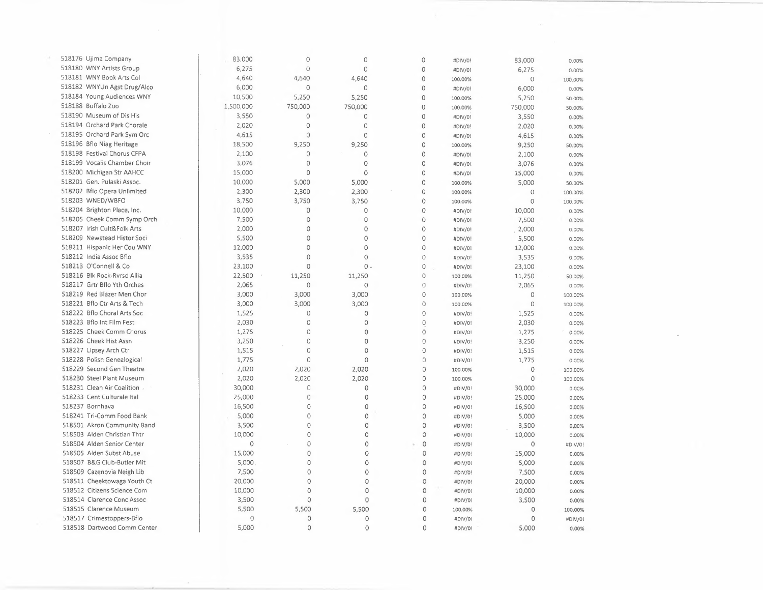| | | | | | | | |
|---|---|---|---|---|---|---|---|
| 518176 Ujima Company | 83,000 | 0 | 0 | 0 | #DIV/0! | 83,000 | 0.00% |
| 518180 WNY Artists Group | 6,275 | 0 | 0 | 0 | #DIV/0! | 6,275 | 0.00% |
| 518181 WNY Book Arts Col | 4,640 | 4,640 | 4,640 | 0 | 100.00% | 0 | 100.00% |
| 518182 WNYUn Agst Drug/Alco | 6,000 | 0 | 0 | 0 | #DIV/0! | 6,000 | 0.00% |
| 518184 Young Audiences WNY | 10,500 | 5,250 | 5,250 | 0 | 100.00% | 5,250 | 50.00% |
| 518188 Buffalo Zoo | 1,500,000 | 750,000 | 750,000 | 0 | 100.00% | 750,000 | 50.00% |
| 518190 Museum of Dis His | 3,550 | 0 | 0 | 0 | #DIV/0! | 3,550 | 0.00% |
| 518194 Orchard Park Chorale | 2,020 | 0 | 0 | 0 | #DIV/0! | 2,020 | 0.00% |
| 518195 Orchard Park Sym Orc | 4,615 | 0 | 0 | 0 | #DIV/0! | 4,615 | 0.00% |
| 518196 Bflo Niag Heritage | 18,500 | 9,250 | 9,250 | 0 | 100.00% | 9,250 | 50.00% |
| 518198 Festival Chorus CFPA | 2,100 | 0 | 0 | 0 | #DIV/0! | 2,100 | 0.00% |
| 518199 Vocalis Chamber Choir | 3,076 | 0 | 0 | 0 | #DIV/0! | 3,076 | 0.00% |
| 518200 Michigan Str AAHCC | 15,000 | 0 | 0 | 0 | #DIV/0! | 15,000 | 0.00% |
| 518201 Gen. Pulaski Assoc. | 10,000 | 5,000 | 5,000 | 0 | 100.00% | 5,000 | 50.00% |
| 518202 Bflo Opera Unlimited | 2,300 | 2,300 | 2,300 | 0 | 100.00% | 0 | 100.00% |
| 518203 WNED/WBFO | 3,750 | 3,750 | 3,750 | 0 | 100.00% | 0 | 100.00% |
| 518204 Brighton Place, Inc. | 10,000 | 0 | 0 | 0 | #DIV/0! | 10,000 | 0.00% |
| 518205 Cheek Comm Symp Orch | 7,500 | 0 | 0 | 0 | #DIV/0! | 7,500 | 0.00% |
| 518207 Irish Cult&Folk Arts | 2,000 | 0 | 0 | 0 | #DIV/0! | 2,000 | 0.00% |
| 518209 Newstead Histor Soci | 5,500 | 0 | 0 | 0 | #DIV/0! | 5,500 | 0.00% |
| 518211 Hispanic Her Cou WNY | 12,000 | 0 | 0 | 0 | #DIV/0! | 12,000 | 0.00% |
| 518212 India Assoc Bflo | 3,535 | 0 | 0 | 0 | #DIV/0! | 3,535 | 0.00% |
| 518213 O'Connell & Co | 23,100 | 0 | 0 | 0 | #DIV/0! | 23,100 | 0.00% |
| 518216 Blk Rock-Rvrsd Allia | 22,500 | 11,250 | 11,250 | 0 | 100.00% | 11,250 | 50.00% |
| 518217 Grtr Bflo Yth Orches | 2,065 | 0 | 0 | 0 | #DIV/0! | 2,065 | 0.00% |
| 518219 Red Blazer Men Chor | 3,000 | 3,000 | 3,000 | 0 | 100.00% | 0 | 100.00% |
| 518221 Bflo Ctr Arts & Tech | 3,000 | 3,000 | 3,000 | 0 | 100.00% | 0 | 100.00% |
| 518222 Bflo Choral Arts Soc | 1,525 | 0 | 0 | 0 | #DIV/0! | 1,525 | 0.00% |
| 518223 Bflo Int Film Fest | 2,030 | 0 | 0 | 0 | #DIV/0! | 2,030 | 0.00% |
| 518225 Cheek Comm Chorus | 1,275 | 0 | 0 | 0 | #DIV/0! | 1,275 | 0.00% |
| 518226 Cheek Hist Assn | 3,250 | 0 | 0 | 0 | #DIV/0! | 3,250 | 0.00% |
| 518227 Lipsey Arch Ctr | 1,515 | 0 | 0 | 0 | #DIV/0! | 1,515 | 0.00% |
| 518228 Polish Genealogical | 1,775 | 0 | 0 | 0 | #DIV/0! | 1,775 | 0.00% |
| 518229 Second Gen Theatre | 2,020 | 2,020 | 2,020 | 0 | 100.00% | 0 | 100.00% |
| 518230 Steel Plant Museum | 2,020 | 2,020 | 2,020 | 0 | 100.00% | 0 | 100.00% |
| 518231 Clean Air Coalition | 30,000 | 0 | 0 | 0 | #DIV/0! | 30,000 | 0.00% |
| 518233 Cent Culturale Ital | 25,000 | 0 | 0 | 0 | #DIV/0! | 25,000 | 0.00% |
| 518237 Bornhava | 16,500 | 0 | 0 | 0 | #DIV/0! | 16,500 | 0.00% |
| 518241 Tri-Comm Food Bank | 5,000 | 0 | 0 | 0 | #DIV/0! | 5,000 | 0.00% |
| 518501 Akron Community Band | 3,500 | 0 | 0 | 0 | #DIV/0! | 3,500 | 0.00% |
| 518503 Alden Christian Thtr | 10,000 | 0 | 0 | 0 | #DIV/0! | 10,000 | 0.00% |
| 518504 Alden Senior Center | 0 | 0 | 0 | 0 | #DIV/0! | 0 | #DIV/0! |
| 518505 Alden Subst Abuse | 15,000 | 0 | 0 | 0 | #DIV/0! | 15,000 | 0.00% |
| 518507 B&G Club-Butler Mit | 5,000 | 0 | 0 | 0 | #DIV/0! | 5,000 | 0.00% |
| 518509 Cazenovia Neigh Lib | 7,500 | 0 | 0 | 0 | #DIV/0! | 7,500 | 0.00% |
| 518511 Cheektowaga Youth Ct | 20,000 | 0 | 0 | 0 | #DIV/0! | 20,000 | 0.00% |
| 518512 Citizens Science Com | 10,000 | 0 | 0 | 0 | #DIV/0! | 10,000 | 0.00% |
| 518514 Clarence Conc Assoc | 3,500 | 0 | 0 | 0 | #DIV/0! | 3,500 | 0.00% |
| 518515 Clarence Museum | 5,500 | 5,500 | 5,500 | 0 | 100.00% | 0 | 100.00% |
| 518517 Crimestoppers-Bflo | 0 | 0 | 0 | 0 | #DIV/0! | 0 | #DIV/0! |
| 518518 Dartwood Comm Center | 5,000 | 0 | 0 | 0 | #DIV/0! | 5,000 | 0.00% |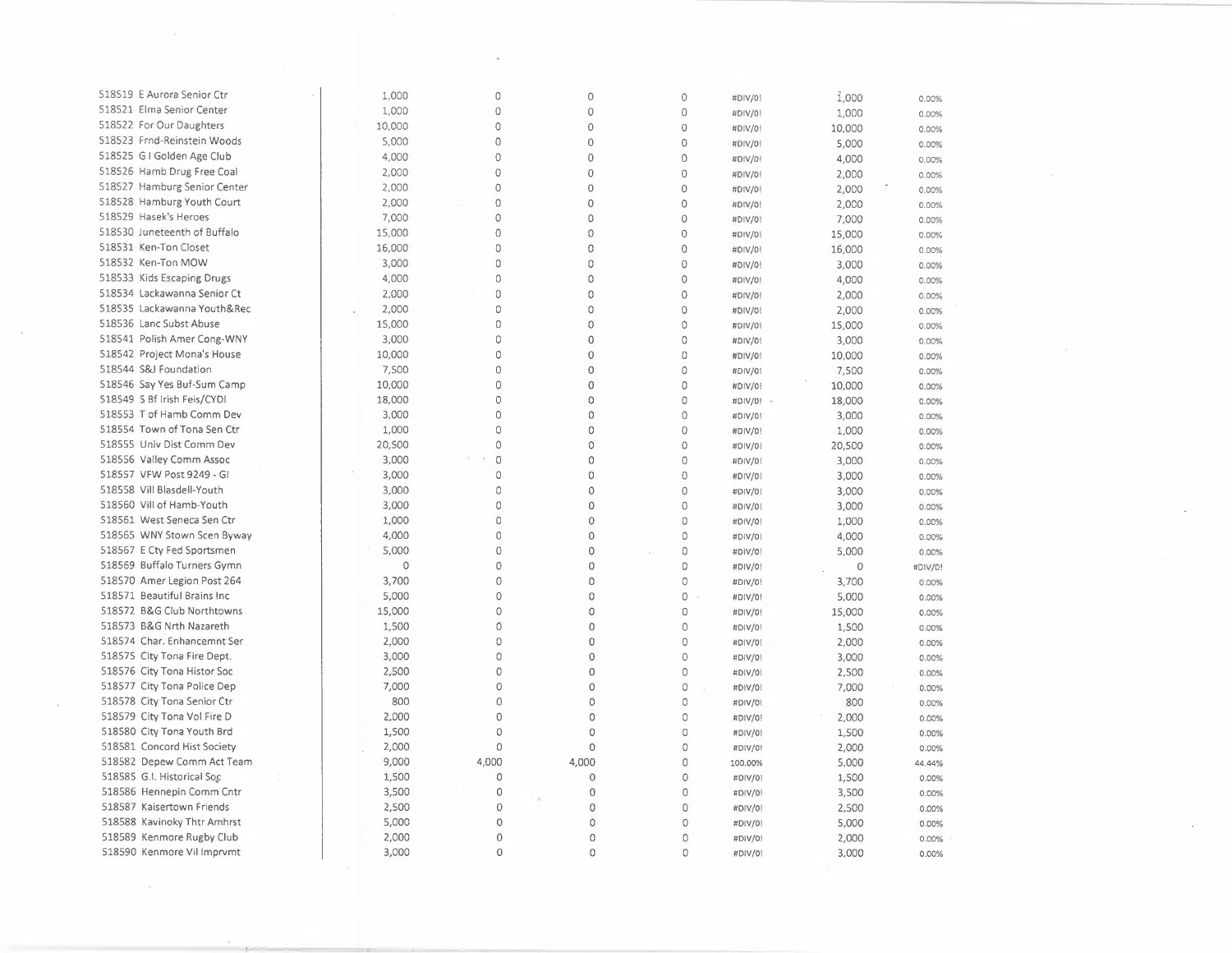| | | | | | | | |
|---|---|---|---|---|---|---|---|
| 518519 E Aurora Senior Ctr | 1,000 | 0 | 0 | 0 | #DIV/0! | 1,000 | 0.00% |
| 518521 Elma Senior Center | 1,000 | 0 | 0 | 0 | #DIV/0! | 1,000 | 0.00% |
| 518522 For Our Daughters | 10,000 | 0 | 0 | 0 | #DIV/0! | 10,000 | 0.00% |
| 518523 Frnd-Reinstein Woods | 5,000 | 0 | 0 | 0 | #DIV/0! | 5,000 | 0.00% |
| 518525 G I Golden Age Club | 4,000 | 0 | 0 | 0 | #DIV/0! | 4,000 | 0.00% |
| 518526 Hamb Drug Free Coal | 2,000 | 0 | 0 | 0 | #DIV/0! | 2,000 | 0.00% |
| 518527 Hamburg Senior Center | 2,000 | 0 | 0 | 0 | #DIV/0! | 2,000 | 0.00% |
| 518528 Hamburg Youth Court | 2,000 | 0 | 0 | 0 | #DIV/0! | 2,000 | 0.00% |
| 518529 Hasek's Heroes | 7,000 | 0 | 0 | 0 | #DIV/0! | 7,000 | 0.00% |
| 518530 Juneteenth of Buffalo | 15,000 | 0 | 0 | 0 | #DIV/0! | 15,000 | 0.00% |
| 518531 Ken-Ton Closet | 16,000 | 0 | 0 | 0 | #DIV/0! | 16,000 | 0.00% |
| 518532 Ken-Ton MOW | 3,000 | 0 | 0 | 0 | #DIV/0! | 3,000 | 0.00% |
| 518533 Kids Escaping Drugs | 4,000 | 0 | 0 | 0 | #DIV/0! | 4,000 | 0.00% |
| 518534 Lackawanna Senior Ct | 2,000 | 0 | 0 | 0 | #DIV/0! | 2,000 | 0.00% |
| 518535 Lackawanna Youth&Rec | 2,000 | 0 | 0 | 0 | #DIV/0! | 2,000 | 0.00% |
| 518536 Lanc Subst Abuse | 15,000 | 0 | 0 | 0 | #DIV/0! | 15,000 | 0.00% |
| 518541 Polish Amer Cong-WNY | 3,000 | 0 | 0 | 0 | #DIV/0! | 3,000 | 0.00% |
| 518542 Project Mona's House | 10,000 | 0 | 0 | 0 | #DIV/0! | 10,000 | 0.00% |
| 518544 S&J Foundation | 7,500 | 0 | 0 | 0 | #DIV/0! | 7,500 | 0.00% |
| 518546 Say Yes Buf-Sum Camp | 10,000 | 0 | 0 | 0 | #DIV/0! | 10,000 | 0.00% |
| 518549 S Bf Irish Feis/CYDI | 18,000 | 0 | 0 | 0 | #DIV/0! | 18,000 | 0.00% |
| 518553 T of Hamb Comm Dev | 3,000 | 0 | 0 | 0 | #DIV/0! | 3,000 | 0.00% |
| 518554 Town of Tona Sen Ctr | 1,000 | 0 | 0 | 0 | #DIV/0! | 1,000 | 0.00% |
| 518555 Univ Dist Comm Dev | 20,500 | 0 | 0 | 0 | #DIV/0! | 20,500 | 0.00% |
| 518556 Valley Comm Assoc | 3,000 | 0 | 0 | 0 | #DIV/0! | 3,000 | 0.00% |
| 518557 VFW Post 9249 - GI | 3,000 | 0 | 0 | 0 | #DIV/0! | 3,000 | 0.00% |
| 518558 Vill Blasdell-Youth | 3,000 | 0 | 0 | 0 | #DIV/0! | 3,000 | 0.00% |
| 518560 Vill of Hamb-Youth | 3,000 | 0 | 0 | 0 | #DIV/0! | 3,000 | 0.00% |
| 518561 West Seneca Sen Ctr | 1,000 | 0 | 0 | 0 | #DIV/0! | 1,000 | 0.00% |
| 518565 WNY Stown Scen Byway | 4,000 | 0 | 0 | 0 | #DIV/0! | 4,000 | 0.00% |
| 518567 E Cty Fed Sportsmen | 5,000 | 0 | 0 | 0 | #DIV/0! | 5,000 | 0.00% |
| 518569 Buffalo Turners Gymn | 0 | 0 | 0 | 0 | #DIV/0! | 0 | #DIV/0! |
| 518570 Amer Legion Post 264 | 3,700 | 0 | 0 | 0 | #DIV/0! | 3,700 | 0.00% |
| 518571 Beautiful Brains Inc | 5,000 | 0 | 0 | 0 | #DIV/0! | 5,000 | 0.00% |
| 518572 B&G Club Northtowns | 15,000 | 0 | 0 | 0 | #DIV/0! | 15,000 | 0.00% |
| 518573 B&G Nrth Nazareth | 1,500 | 0 | 0 | 0 | #DIV/0! | 1,500 | 0.00% |
| 518574 Char. Enhancemnt Ser | 2,000 | 0 | 0 | 0 | #DIV/0! | 2,000 | 0.00% |
| 518575 City Tona Fire Dept. | 3,000 | 0 | 0 | 0 | #DIV/0! | 3,000 | 0.00% |
| 518576 City Tona Histor Soc | 2,500 | 0 | 0 | 0 | #DIV/0! | 2,500 | 0.00% |
| 518577 City Tona Police Dep | 7,000 | 0 | 0 | 0 | #DIV/0! | 7,000 | 0.00% |
| 518578 City Tona Senior Ctr | 800 | 0 | 0 | 0 | #DIV/0! | 800 | 0.00% |
| 518579 City Tona Vol Fire D | 2,000 | 0 | 0 | 0 | #DIV/0! | 2,000 | 0.00% |
| 518580 City Tona Youth Brd | 1,500 | 0 | 0 | 0 | #DIV/0! | 1,500 | 0.00% |
| 518581 Concord Hist Society | 2,000 | 0 | 0 | 0 | #DIV/0! | 2,000 | 0.00% |
| 518582 Depew Comm Act Team | 9,000 | 4,000 | 4,000 | 0 | 100.00% | 5,000 | 44.44% |
| 518585 G.I. Historical Soc | 1,500 | 0 | 0 | 0 | #DIV/0! | 1,500 | 0.00% |
| 518586 Hennepin Comm Cntr | 3,500 | 0 | 0 | 0 | #DIV/0! | 3,500 | 0.00% |
| 518587 Kaisertown Friends | 2,500 | 0 | 0 | 0 | #DIV/0! | 2,500 | 0.00% |
| 518588 Kavinoky Thtr Amhrst | 5,000 | 0 | 0 | 0 | #DIV/0! | 5,000 | 0.00% |
| 518589 Kenmore Rugby Club | 2,000 | 0 | 0 | 0 | #DIV/0! | 2,000 | 0.00% |
| 518590 Kenmore Vil Imprvmt | 3,000 | 0 | 0 | 0 | #DIV/0! | 3,000 | 0.00% |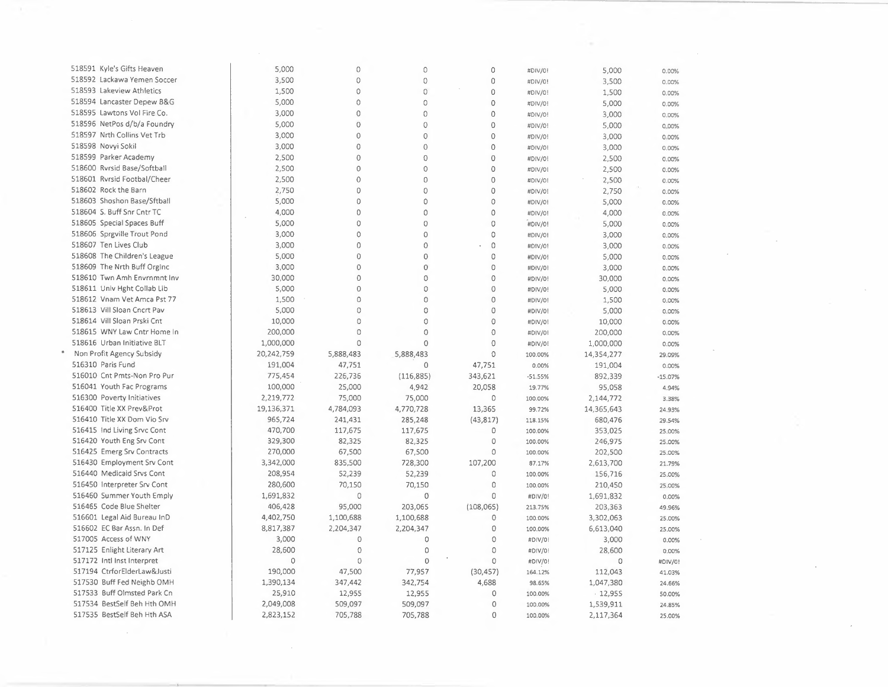| | | | | | | | |
|---|---|---|---|---|---|---|---|
| 518591 Kyle's Gifts Heaven | 5,000 | 0 | 0 | 0 | #DIV/0! | 5,000 | 0.00% |
| 518592 Lackawa Yemen Soccer | 3,500 | 0 | 0 | 0 | #DIV/0! | 3,500 | 0.00% |
| 518593 Lakeview Athletics | 1,500 | 0 | 0 | 0 | #DIV/0! | 1,500 | 0.00% |
| 518594 Lancaster Depew B&G | 5,000 | 0 | 0 | 0 | #DIV/0! | 5,000 | 0.00% |
| 518595 Lawtons Vol Fire Co. | 3,000 | 0 | 0 | 0 | #DIV/0! | 3,000 | 0.00% |
| 518596 NetPos d/b/a Foundry | 5,000 | 0 | 0 | 0 | #DIV/0! | 5,000 | 0.00% |
| 518597 Nrth Collins Vet Trb | 3,000 | 0 | 0 | 0 | #DIV/0! | 3,000 | 0.00% |
| 518598 Novyi Sokil | 3,000 | 0 | 0 | 0 | #DIV/0! | 3,000 | 0.00% |
| 518599 Parker Academy | 2,500 | 0 | 0 | 0 | #DIV/0! | 2,500 | 0.00% |
| 518600 Rvrsid Base/Softball | 2,500 | 0 | 0 | 0 | #DIV/0! | 2,500 | 0.00% |
| 518601 Rvrsid Footbal/Cheer | 2,500 | 0 | 0 | 0 | #DIV/0! | 2,500 | 0.00% |
| 518602 Rock the Barn | 2,750 | 0 | 0 | 0 | #DIV/0! | 2,750 | 0.00% |
| 518603 Shoshon Base/Sftball | 5,000 | 0 | 0 | 0 | #DIV/0! | 5,000 | 0.00% |
| 518604 S. Buff Snr Cntr TC | 4,000 | 0 | 0 | 0 | #DIV/0! | 4,000 | 0.00% |
| 518605 Special Spaces Buff | 5,000 | 0 | 0 | 0 | #DIV/0! | 5,000 | 0.00% |
| 518606 Sprgville Trout Pond | 3,000 | 0 | 0 | 0 | #DIV/0! | 3,000 | 0.00% |
| 518607 Ten Lives Club | 3,000 | 0 | 0 | 0 | #DIV/0! | 3,000 | 0.00% |
| 518608 The Children's League | 5,000 | 0 | 0 | 0 | #DIV/0! | 5,000 | 0.00% |
| 518609 The Nrth Buff Orglnc | 3,000 | 0 | 0 | 0 | #DIV/0! | 3,000 | 0.00% |
| 518610 Twn Amh Envrnmnt Inv | 30,000 | 0 | 0 | 0 | #DIV/0! | 30,000 | 0.00% |
| 518611 Univ Hght Collab Lib | 5,000 | 0 | 0 | 0 | #DIV/0! | 5,000 | 0.00% |
| 518612 Vnam Vet Amca Pst 77 | 1,500 | 0 | 0 | 0 | #DIV/0! | 1,500 | 0.00% |
| 518613 Vill Sloan Cncrt Pav | 5,000 | 0 | 0 | 0 | #DIV/0! | 5,000 | 0.00% |
| 518614 Vill Sloan Prski Cnt | 10,000 | 0 | 0 | 0 | #DIV/0! | 10,000 | 0.00% |
| 518615 WNY Law Cntr Home In | 200,000 | 0 | 0 | 0 | #DIV/0! | 200,000 | 0.00% |
| 518616 Urban Initiative BLT | 1,000,000 | 0 | 0 | 0 | #DIV/0! | 1,000,000 | 0.00% |
| * Non Profit Agency Subsidy | 20,242,759 | 5,888,483 | 5,888,483 | 0 | 100.00% | 14,354,277 | 29.09% |
| 516310 Paris Fund | 191,004 | 47,751 | 0 | 47,751 | 0.00% | 191,004 | 0.00% |
| 516010 Cnt Pmts-Non Pro Pur | 775,454 | 226,736 | (116,885) | 343,621 | -51.55% | 892,339 | -15.07% |
| 516041 Youth Fac Programs | 100,000 | 25,000 | 4,942 | 20,058 | 19.77% | 95,058 | 4.94% |
| 516300 Poverty Initiatives | 2,219,772 | 75,000 | 75,000 | 0 | 100.00% | 2,144,772 | 3.38% |
| 516400 Title XX Prev&Prot | 19,136,371 | 4,784,093 | 4,770,728 | 13,365 | 99.72% | 14,365,643 | 24.93% |
| 516410 Title XX Dom Vio Srv | 965,724 | 241,431 | 285,248 | (43,817) | 118.15% | 680,476 | 29.54% |
| 516415 Ind Living Srvc Cont | 470,700 | 117,675 | 117,675 | 0 | 100.00% | 353,025 | 25.00% |
| 516420 Youth Eng Srv Cont | 329,300 | 82,325 | 82,325 | 0 | 100.00% | 246,975 | 25.00% |
| 516425 Emerg Srv Contracts | 270,000 | 67,500 | 67,500 | 0 | 100.00% | 202,500 | 25.00% |
| 516430 Employment Srv Cont | 3,342,000 | 835,500 | 728,300 | 107,200 | 87.17% | 2,613,700 | 21.79% |
| 516440 Medicaid Srvs Cont | 208,954 | 52,239 | 52,239 | 0 | 100.00% | 156,716 | 25.00% |
| 516450 Interpreter Srv Cont | 280,600 | 70,150 | 70,150 | 0 | 100.00% | 210,450 | 25.00% |
| 516460 Summer Youth Emply | 1,691,832 | 0 | 0 | 0 | #DIV/0! | 1,691,832 | 0.00% |
| 516465 Code Blue Shelter | 406,428 | 95,000 | 203,065 | (108,065) | 213.75% | 203,363 | 49.96% |
| 516601 Legal Aid Bureau InD | 4,402,750 | 1,100,688 | 1,100,688 | 0 | 100.00% | 3,302,063 | 25.00% |
| 516602 EC Bar Assn. In Def | 8,817,387 | 2,204,347 | 2,204,347 | 0 | 100.00% | 6,613,040 | 25.00% |
| 517005 Access of WNY | 3,000 | 0 | 0 | 0 | #DIV/0! | 3,000 | 0.00% |
| 517125 Enlight Literary Art | 28,600 | 0 | 0 | 0 | #DIV/0! | 28,600 | 0.00% |
| 517172 Intl Inst Interpret | 0 | 0 | 0 | 0 | #DIV/0! | 0 | #DIV/0! |
| 517194 CtrforElderLaw&Justi | 190,000 | 47,500 | 77,957 | (30,457) | 164.12% | 112,043 | 41.03% |
| 517530 Buff Fed Neighb OMH | 1,390,134 | 347,442 | 342,754 | 4,688 | 98.65% | 1,047,380 | 24.66% |
| 517533 Buff Olmsted Park Cn | 25,910 | 12,955 | 12,955 | 0 | 100.00% | 12,955 | 50.00% |
| 517534 BestSelf Beh Hth OMH | 2,049,008 | 509,097 | 509,097 | 0 | 100.00% | 1,539,911 | 24.85% |
| 517535 BestSelf Beh Hth ASA | 2,823,152 | 705,788 | 705,788 | 0 | 100.00% | 2,117,364 | 25.00% |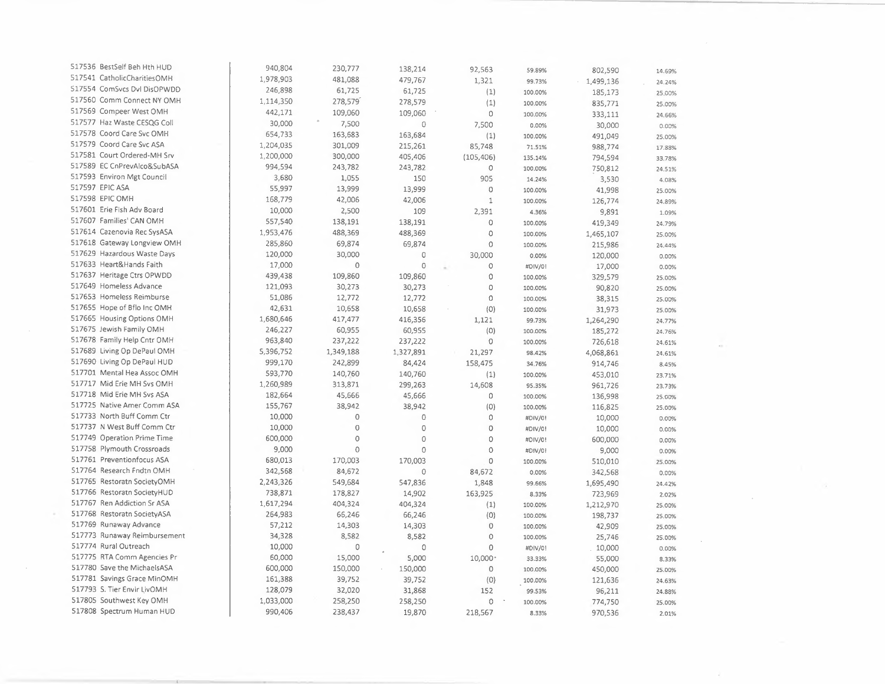| | | | | | | | |
|---|---|---|---|---|---|---|---|
| 517536 | BestSelf Beh Hth HUD | 940,804 | 230,777 | 138,214 | 92,563 | 59.89% | 802,590 | 14.69% |
| 517541 | CatholicCharitiesOMH | 1,978,903 | 481,088 | 479,767 | 1,321 | 99.73% | 1,499,136 | 24.24% |
| 517554 | ComSvcs Dvl DisOPWDD | 246,898 | 61,725 | 61,725 | (1) | 100.00% | 185,173 | 25.00% |
| 517560 | Comm Connect NY OMH | 1,114,350 | 278,579 | 278,579 | (1) | 100.00% | 835,771 | 25.00% |
| 517569 | Compeer West OMH | 442,171 | 109,060 | 109,060 | 0 | 100.00% | 333,111 | 24.66% |
| 517577 | Haz Waste CESQG Coll | 30,000 | 7,500 | 0 | 7,500 | 0.00% | 30,000 | 0.00% |
| 517578 | Coord Care Svc OMH | 654,733 | 163,683 | 163,684 | (1) | 100.00% | 491,049 | 25.00% |
| 517579 | Coord Care Svc ASA | 1,204,035 | 301,009 | 215,261 | 85,748 | 71.51% | 988,774 | 17.88% |
| 517581 | Court Ordered-MH Srv | 1,200,000 | 300,000 | 405,406 | (105,406) | 135.14% | 794,594 | 33.78% |
| 517589 | EC CnPrevAlco&SubASA | 994,594 | 243,782 | 243,782 | 0 | 100.00% | 750,812 | 24.51% |
| 517593 | Environ Mgt Council | 3,680 | 1,055 | 150 | 905 | 14.24% | 3,530 | 4.08% |
| 517597 | EPIC ASA | 55,997 | 13,999 | 13,999 | 0 | 100.00% | 41,998 | 25.00% |
| 517598 | EPIC OMH | 168,779 | 42,006 | 42,006 | 1 | 100.00% | 126,774 | 24.89% |
| 517601 | Erie Fish Adv Board | 10,000 | 2,500 | 109 | 2,391 | 4.36% | 9,891 | 1.09% |
| 517607 | Families' CAN OMH | 557,540 | 138,191 | 138,191 | 0 | 100.00% | 419,349 | 24.79% |
| 517614 | Cazenovia Rec SysASA | 1,953,476 | 488,369 | 488,369 | 0 | 100.00% | 1,465,107 | 25.00% |
| 517618 | Gateway Longview OMH | 285,860 | 69,874 | 69,874 | 0 | 100.00% | 215,986 | 24.44% |
| 517629 | Hazardous Waste Days | 120,000 | 30,000 | 0 | 30,000 | 0.00% | 120,000 | 0.00% |
| 517633 | Heart&Hands Faith | 17,000 | 0 | 0 | 0 | #DIV/0! | 17,000 | 0.00% |
| 517637 | Heritage Ctrs OPWDD | 439,438 | 109,860 | 109,860 | 0 | 100.00% | 329,579 | 25.00% |
| 517649 | Homeless Advance | 121,093 | 30,273 | 30,273 | 0 | 100.00% | 90,820 | 25.00% |
| 517653 | Homeless Reimburse | 51,086 | 12,772 | 12,772 | 0 | 100.00% | 38,315 | 25.00% |
| 517655 | Hope of Bflo Inc OMH | 42,631 | 10,658 | 10,658 | (0) | 100.00% | 31,973 | 25.00% |
| 517665 | Housing Options OMH | 1,680,646 | 417,477 | 416,356 | 1,121 | 99.73% | 1,264,290 | 24.77% |
| 517675 | Jewish Family OMH | 246,227 | 60,955 | 60,955 | (0) | 100.00% | 185,272 | 24.76% |
| 517678 | Family Help Cntr OMH | 963,840 | 237,222 | 237,222 | 0 | 100.00% | 726,618 | 24.61% |
| 517689 | Living Op DePaul OMH | 5,396,752 | 1,349,188 | 1,327,891 | 21,297 | 98.42% | 4,068,861 | 24.61% |
| 517690 | Living Op DePaul HUD | 999,170 | 242,899 | 84,424 | 158,475 | 34.76% | 914,746 | 8.45% |
| 517701 | Mental Hea Assoc OMH | 593,770 | 140,760 | 140,760 | (1) | 100.00% | 453,010 | 23.71% |
| 517717 | Mid Erie MH Svs OMH | 1,260,989 | 313,871 | 299,263 | 14,608 | 95.35% | 961,726 | 23.73% |
| 517718 | Mid Erie MH Svs ASA | 182,664 | 45,666 | 45,666 | 0 | 100.00% | 136,998 | 25.00% |
| 517725 | Native Amer Comm ASA | 155,767 | 38,942 | 38,942 | (0) | 100.00% | 116,825 | 25.00% |
| 517733 | North Buff Comm Ctr | 10,000 | 0 | 0 | 0 | #DIV/0! | 10,000 | 0.00% |
| 517737 | N West Buff Comm Ctr | 10,000 | 0 | 0 | 0 | #DIV/0! | 10,000 | 0.00% |
| 517749 | Operation Prime Time | 600,000 | 0 | 0 | 0 | #DIV/0! | 600,000 | 0.00% |
| 517758 | Plymouth Crossroads | 9,000 | 0 | 0 | 0 | #DIV/0! | 9,000 | 0.00% |
| 517761 | Preventionfocus ASA | 680,013 | 170,003 | 170,003 | 0 | 100.00% | 510,010 | 25.00% |
| 517764 | Research Fndtn OMH | 342,568 | 84,672 | 0 | 84,672 | 0.00% | 342,568 | 0.00% |
| 517765 | Restoratn SocietyOMH | 2,243,326 | 549,684 | 547,836 | 1,848 | 99.66% | 1,695,490 | 24.42% |
| 517766 | Restoratn SocietyHUD | 738,871 | 178,827 | 14,902 | 163,925 | 8.33% | 723,969 | 2.02% |
| 517767 | Ren Addiction Sr ASA | 1,617,294 | 404,324 | 404,324 | (1) | 100.00% | 1,212,970 | 25.00% |
| 517768 | Restoratn SocietyASA | 264,983 | 66,246 | 66,246 | (0) | 100.00% | 198,737 | 25.00% |
| 517769 | Runaway Advance | 57,212 | 14,303 | 14,303 | 0 | 100.00% | 42,909 | 25.00% |
| 517773 | Runaway Reimbursement | 34,328 | 8,582 | 8,582 | 0 | 100.00% | 25,746 | 25.00% |
| 517774 | Rural Outreach | 10,000 | 0 | 0 | 0 | #DIV/0! | 10,000 | 0.00% |
| 517775 | RTA Comm Agencies Pr | 60,000 | 15,000 | 5,000 | 10,000 | 33.33% | 55,000 | 8.33% |
| 517780 | Save the MichaelsASA | 600,000 | 150,000 | 150,000 | 0 | 100.00% | 450,000 | 25.00% |
| 517781 | Savings Grace MinOMH | 161,388 | 39,752 | 39,752 | (0) | 100.00% | 121,636 | 24.63% |
| 517793 | S. Tier Envir LivOMH | 128,079 | 32,020 | 31,868 | 152 | 99.53% | 96,211 | 24.88% |
| 517805 | Southwest Key OMH | 1,033,000 | 258,250 | 258,250 | 0 | 100.00% | 774,750 | 25.00% |
| 517808 | Spectrum Human HUD | 990,406 | 238,437 | 19,870 | 218,567 | 8.33% | 970,536 | 2.01% |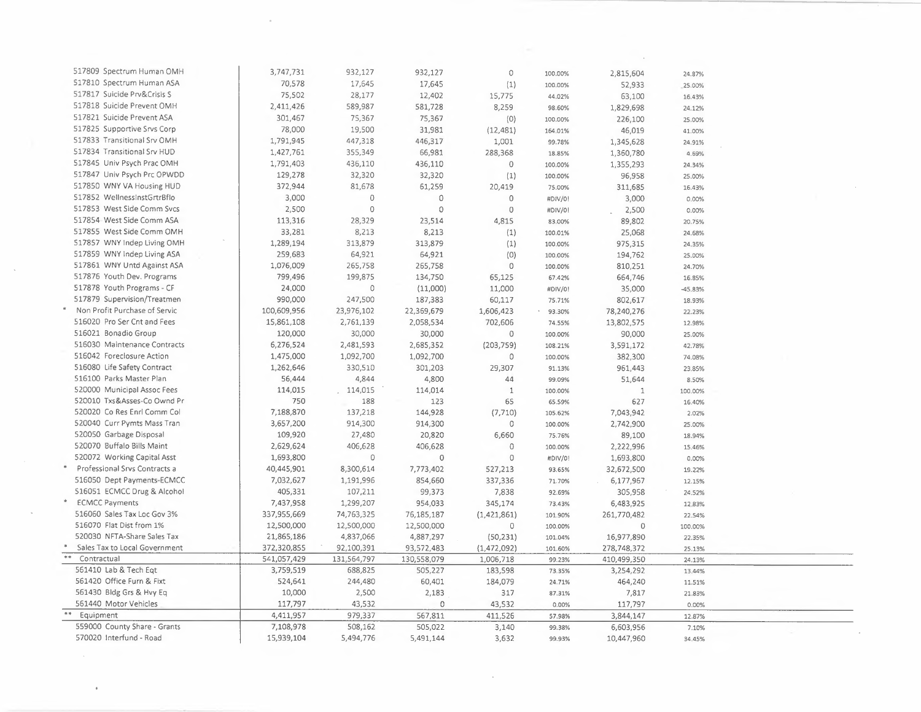| Account | Col1 | Col2 | Col3 | Col4 | Col5 | Col6 | Col7 |
|---|---|---|---|---|---|---|---|
| 517809 Spectrum Human OMH | 3,747,731 | 932,127 | 932,127 | 0 | 100.00% | 2,815,604 | 24.87% |
| 517810 Spectrum Human ASA | 70,578 | 17,645 | 17,645 | (1) | 100.00% | 52,933 | 25.00% |
| 517817 Suicide Prv&Crisis S | 75,502 | 28,177 | 12,402 | 15,775 | 44.02% | 63,100 | 16.43% |
| 517818 Suicide Prevent OMH | 2,411,426 | 589,987 | 581,728 | 8,259 | 98.60% | 1,829,698 | 24.12% |
| 517821 Suicide Prevent ASA | 301,467 | 75,367 | 75,367 | (0) | 100.00% | 226,100 | 25.00% |
| 517825 Supportive Srvs Corp | 78,000 | 19,500 | 31,981 | (12,481) | 164.01% | 46,019 | 41.00% |
| 517833 Transitional Srv OMH | 1,791,945 | 447,318 | 446,317 | 1,001 | 99.78% | 1,345,628 | 24.91% |
| 517834 Transitional Srv HUD | 1,427,761 | 355,349 | 66,981 | 288,368 | 18.85% | 1,360,780 | 4.69% |
| 517845 Univ Psych Prac OMH | 1,791,403 | 436,110 | 436,110 | 0 | 100.00% | 1,355,293 | 24.34% |
| 517847 Univ Psych Prc OPWDD | 129,278 | 32,320 | 32,320 | (1) | 100.00% | 96,958 | 25.00% |
| 517850 WNY VA Housing HUD | 372,944 | 81,678 | 61,259 | 20,419 | 75.00% | 311,685 | 16.43% |
| 517852 WellnessInstGrtrBflo | 3,000 | 0 | 0 | 0 | #DIV/0! | 3,000 | 0.00% |
| 517853 West Side Comm Svcs | 2,500 | 0 | 0 | 0 | #DIV/0! | 2,500 | 0.00% |
| 517854 West Side Comm ASA | 113,316 | 28,329 | 23,514 | 4,815 | 83.00% | 89,802 | 20.75% |
| 517855 West Side Comm OMH | 33,281 | 8,213 | 8,213 | (1) | 100.01% | 25,068 | 24.68% |
| 517857 WNY Indep Living OMH | 1,289,194 | 313,879 | 313,879 | (1) | 100.00% | 975,315 | 24.35% |
| 517859 WNY Indep Living ASA | 259,683 | 64,921 | 64,921 | (0) | 100.00% | 194,762 | 25.00% |
| 517861 WNY Untd Against ASA | 1,076,009 | 265,758 | 265,758 | 0 | 100.00% | 810,251 | 24.70% |
| 517876 Youth Dev. Programs | 799,496 | 199,875 | 134,750 | 65,125 | 67.42% | 664,746 | 16.85% |
| 517878 Youth Programs - CF | 24,000 | 0 | (11,000) | 11,000 | #DIV/0! | 35,000 | -45.83% |
| 517879 Supervision/Treatmen | 990,000 | 247,500 | 187,383 | 60,117 | 75.71% | 802,617 | 18.93% |
| * Non Profit Purchase of Servic | 100,609,956 | 23,976,102 | 22,369,679 | 1,606,423 | 93.30% | 78,240,276 | 22.23% |
| 516020 Pro Ser Cnt and Fees | 15,861,108 | 2,761,139 | 2,058,534 | 702,606 | 74.55% | 13,802,575 | 12.98% |
| 516021 Bonadio Group | 120,000 | 30,000 | 30,000 | 0 | 100.00% | 90,000 | 25.00% |
| 516030 Maintenance Contracts | 6,276,524 | 2,481,593 | 2,685,352 | (203,759) | 108.21% | 3,591,172 | 42.78% |
| 516042 Foreclosure Action | 1,475,000 | 1,092,700 | 1,092,700 | 0 | 100.00% | 382,300 | 74.08% |
| 516080 Life Safety Contract | 1,262,646 | 330,510 | 301,203 | 29,307 | 91.13% | 961,443 | 23.85% |
| 516100 Parks Master Plan | 56,444 | 4,844 | 4,800 | 44 | 99.09% | 51,644 | 8.50% |
| 520000 Municipal Assoc Fees | 114,015 | 114,015 | 114,014 | 1 | 100.00% | 1 | 100.00% |
| 520010 Txs&Asses-Co Ownd Pr | 750 | 188 | 123 | 65 | 65.59% | 627 | 16.40% |
| 520020 Co Res Enrl Comm Col | 7,188,870 | 137,218 | 144,928 | (7,710) | 105.62% | 7,043,942 | 2.02% |
| 520040 Curr Pymts Mass Tran | 3,657,200 | 914,300 | 914,300 | 0 | 100.00% | 2,742,900 | 25.00% |
| 520050 Garbage Disposal | 109,920 | 27,480 | 20,820 | 6,660 | 75.76% | 89,100 | 18.94% |
| 520070 Buffalo Bills Maint | 2,629,624 | 406,628 | 406,628 | 0 | 100.00% | 2,222,996 | 15.46% |
| 520072 Working Capital Asst | 1,693,800 | 0 | 0 | 0 | #DIV/0! | 1,693,800 | 0.00% |
| * Professional Srvs Contracts a | 40,445,901 | 8,300,614 | 7,773,402 | 527,213 | 93.65% | 32,672,500 | 19.22% |
| 516050 Dept Payments-ECMCC | 7,032,627 | 1,191,996 | 854,660 | 337,336 | 71.70% | 6,177,967 | 12.15% |
| 516051 ECMCC Drug & Alcohol | 405,331 | 107,211 | 99,373 | 7,838 | 92.69% | 305,958 | 24.52% |
| * ECMCC Payments | 7,437,958 | 1,299,207 | 954,033 | 345,174 | 73.43% | 6,483,925 | 12.83% |
| 516060 Sales Tax Loc Gov 3% | 337,955,669 | 74,763,325 | 76,185,187 | (1,421,861) | 101.90% | 261,770,482 | 22.54% |
| 516070 Flat Dist from 1% | 12,500,000 | 12,500,000 | 12,500,000 | 0 | 100.00% | 0 | 100.00% |
| 520030 NFTA-Share Sales Tax | 21,865,186 | 4,837,066 | 4,887,297 | (50,231) | 101.04% | 16,977,890 | 22.35% |
| * Sales Tax to Local Government | 372,320,855 | 92,100,391 | 93,572,483 | (1,472,092) | 101.60% | 278,748,372 | 25.13% |
| ** Contractual | 541,057,429 | 131,564,797 | 130,558,079 | 1,006,718 | 99.23% | 410,499,350 | 24.13% |
| 561410 Lab & Tech Eqt | 3,759,519 | 688,825 | 505,227 | 183,598 | 73.35% | 3,254,292 | 13.44% |
| 561420 Office Furn & Fixt | 524,641 | 244,480 | 60,401 | 184,079 | 24.71% | 464,240 | 11.51% |
| 561430 Bldg Grs & Hvy Eq | 10,000 | 2,500 | 2,183 | 317 | 87.31% | 7,817 | 21.83% |
| 561440 Motor Vehicles | 117,797 | 43,532 | 0 | 43,532 | 0.00% | 117,797 | 0.00% |
| ** Equipment | 4,411,957 | 979,337 | 567,811 | 411,526 | 57.98% | 3,844,147 | 12.87% |
| 559000 County Share - Grants | 7,108,978 | 508,162 | 505,022 | 3,140 | 99.38% | 6,603,956 | 7.10% |
| 570020 Interfund - Road | 15,939,104 | 5,494,776 | 5,491,144 | 3,632 | 99.93% | 10,447,960 | 34.45% |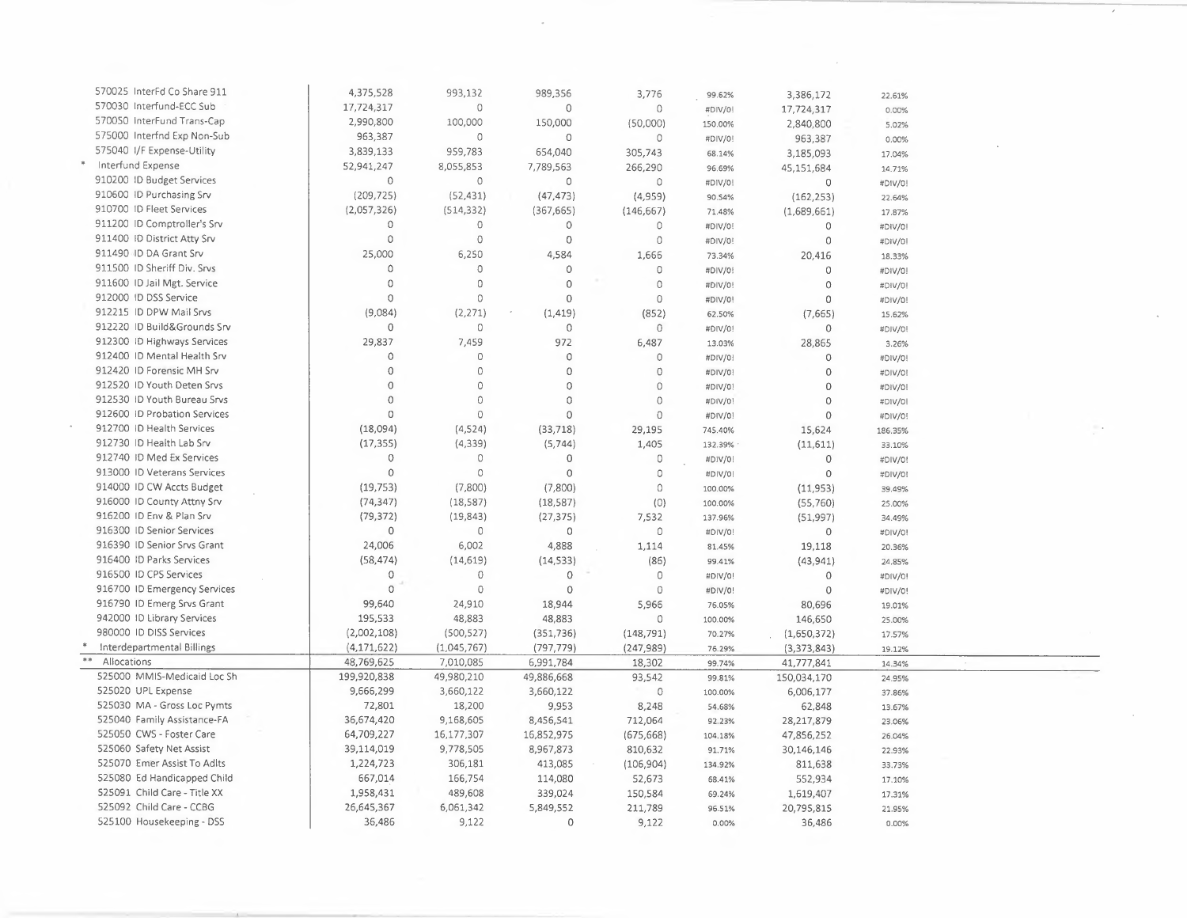| | | | | | | | |
|---|---|---|---|---|---|---|---|
| 570025 InterFd Co Share 911 | 4,375,528 | 993,132 | 989,356 | 3,776 | 99.62% | 3,386,172 | 22.61% |
| 570030 Interfund-ECC Sub | 17,724,317 | 0 | 0 | 0 | #DIV/0! | 17,724,317 | 0.00% |
| 570050 InterFund Trans-Cap | 2,990,800 | 100,000 | 150,000 | (50,000) | 150.00% | 2,840,800 | 5.02% |
| 575000 Interfnd Exp Non-Sub | 963,387 | 0 | 0 | 0 | #DIV/0! | 963,387 | 0.00% |
| 575040 I/F Expense-Utility | 3,839,133 | 959,783 | 654,040 | 305,743 | 68.14% | 3,185,093 | 17.04% |
| * Interfund Expense | 52,941,247 | 8,055,853 | 7,789,563 | 266,290 | 96.69% | 45,151,684 | 14.71% |
| 910200 ID Budget Services | 0 | 0 | 0 | 0 | #DIV/0! | 0 | #DIV/0! |
| 910600 ID Purchasing Srv | (209,725) | (52,431) | (47,473) | (4,959) | 90.54% | (162,253) | 22.64% |
| 910700 ID Fleet Services | (2,057,326) | (514,332) | (367,665) | (146,667) | 71.48% | (1,689,661) | 17.87% |
| 911200 ID Comptroller's Srv | 0 | 0 | 0 | 0 | #DIV/0! | 0 | #DIV/0! |
| 911400 ID District Atty Srv | 0 | 0 | 0 | 0 | #DIV/0! | 0 | #DIV/0! |
| 911490 ID DA Grant Srv | 25,000 | 6,250 | 4,584 | 1,666 | 73.34% | 20,416 | 18.33% |
| 911500 ID Sheriff Div. Srvs | 0 | 0 | 0 | 0 | #DIV/0! | 0 | #DIV/0! |
| 911600 ID Jail Mgt. Service | 0 | 0 | 0 | 0 | #DIV/0! | 0 | #DIV/0! |
| 912000 ID DSS Service | 0 | 0 | 0 | 0 | #DIV/0! | 0 | #DIV/0! |
| 912215 ID DPW Mail Srvs | (9,084) | (2,271) | (1,419) | (852) | 62.50% | (7,665) | 15.62% |
| 912220 ID Build&Grounds Srv | 0 | 0 | 0 | 0 | #DIV/0! | 0 | #DIV/0! |
| 912300 ID Highways Services | 29,837 | 7,459 | 972 | 6,487 | 13.03% | 28,865 | 3.26% |
| 912400 ID Mental Health Srv | 0 | 0 | 0 | 0 | #DIV/0! | 0 | #DIV/0! |
| 912420 ID Forensic MH Srv | 0 | 0 | 0 | 0 | #DIV/0! | 0 | #DIV/0! |
| 912520 ID Youth Deten Srvs | 0 | 0 | 0 | 0 | #DIV/0! | 0 | #DIV/0! |
| 912530 ID Youth Bureau Srvs | 0 | 0 | 0 | 0 | #DIV/0! | 0 | #DIV/0! |
| 912600 ID Probation Services | 0 | 0 | 0 | 0 | #DIV/0! | 0 | #DIV/0! |
| 912700 ID Health Services | (18,094) | (4,524) | (33,718) | 29,195 | 745.40% | 15,624 | 186.35% |
| 912730 ID Health Lab Srv | (17,355) | (4,339) | (5,744) | 1,405 | 132.39% | (11,611) | 33.10% |
| 912740 ID Med Ex Services | 0 | 0 | 0 | 0 | #DIV/0! | 0 | #DIV/0! |
| 913000 ID Veterans Services | 0 | 0 | 0 | 0 | #DIV/0! | 0 | #DIV/0! |
| 914000 ID CW Accts Budget | (19,753) | (7,800) | (7,800) | 0 | 100.00% | (11,953) | 39.49% |
| 916000 ID County Attny Srv | (74,347) | (18,587) | (18,587) | (0) | 100.00% | (55,760) | 25.00% |
| 916200 ID Env & Plan Srv | (79,372) | (19,843) | (27,375) | 7,532 | 137.96% | (51,997) | 34.49% |
| 916300 ID Senior Services | 0 | 0 | 0 | 0 | #DIV/0! | 0 | #DIV/0! |
| 916390 ID Senior Srvs Grant | 24,006 | 6,002 | 4,888 | 1,114 | 81.45% | 19,118 | 20.36% |
| 916400 ID Parks Services | (58,474) | (14,619) | (14,533) | (86) | 99.41% | (43,941) | 24.85% |
| 916500 ID CPS Services | 0 | 0 | 0 | 0 | #DIV/0! | 0 | #DIV/0! |
| 916700 ID Emergency Services | 0 | 0 | 0 | 0 | #DIV/0! | 0 | #DIV/0! |
| 916790 ID Emerg Srvs Grant | 99,640 | 24,910 | 18,944 | 5,966 | 76.05% | 80,696 | 19.01% |
| 942000 ID Library Services | 195,533 | 48,883 | 48,883 | 0 | 100.00% | 146,650 | 25.00% |
| 980000 ID DISS Services | (2,002,108) | (500,527) | (351,736) | (148,791) | 70.27% | (1,650,372) | 17.57% |
| * Interdepartmental Billings | (4,171,622) | (1,045,767) | (797,779) | (247,989) | 76.29% | (3,373,843) | 19.12% |
| ** Allocations | 48,769,625 | 7,010,085 | 6,991,784 | 18,302 | 99.74% | 41,777,841 | 14.34% |
| 525000 MMIS-Medicaid Loc Sh | 199,920,838 | 49,980,210 | 49,886,668 | 93,542 | 99.81% | 150,034,170 | 24.95% |
| 525020 UPL Expense | 9,666,299 | 3,660,122 | 3,660,122 | 0 | 100.00% | 6,006,177 | 37.86% |
| 525030 MA - Gross Loc Pymts | 72,801 | 18,200 | 9,953 | 8,248 | 54.68% | 62,848 | 13.67% |
| 525040 Family Assistance-FA | 36,674,420 | 9,168,605 | 8,456,541 | 712,064 | 92.23% | 28,217,879 | 23.06% |
| 525050 CWS - Foster Care | 64,709,227 | 16,177,307 | 16,852,975 | (675,668) | 104.18% | 47,856,252 | 26.04% |
| 525060 Safety Net Assist | 39,114,019 | 9,778,505 | 8,967,873 | 810,632 | 91.71% | 30,146,146 | 22.93% |
| 525070 Emer Assist To Adlts | 1,224,723 | 306,181 | 413,085 | (106,904) | 134.92% | 811,638 | 33.73% |
| 525080 Ed Handicapped Child | 667,014 | 166,754 | 114,080 | 52,673 | 68.41% | 552,934 | 17.10% |
| 525091 Child Care - Title XX | 1,958,431 | 489,608 | 339,024 | 150,584 | 69.24% | 1,619,407 | 17.31% |
| 525092 Child Care - CCBG | 26,645,367 | 6,061,342 | 5,849,552 | 211,789 | 96.51% | 20,795,815 | 21.95% |
| 525100 Housekeeping - DSS | 36,486 | 9,122 | 0 | 9,122 | 0.00% | 36,486 | 0.00% |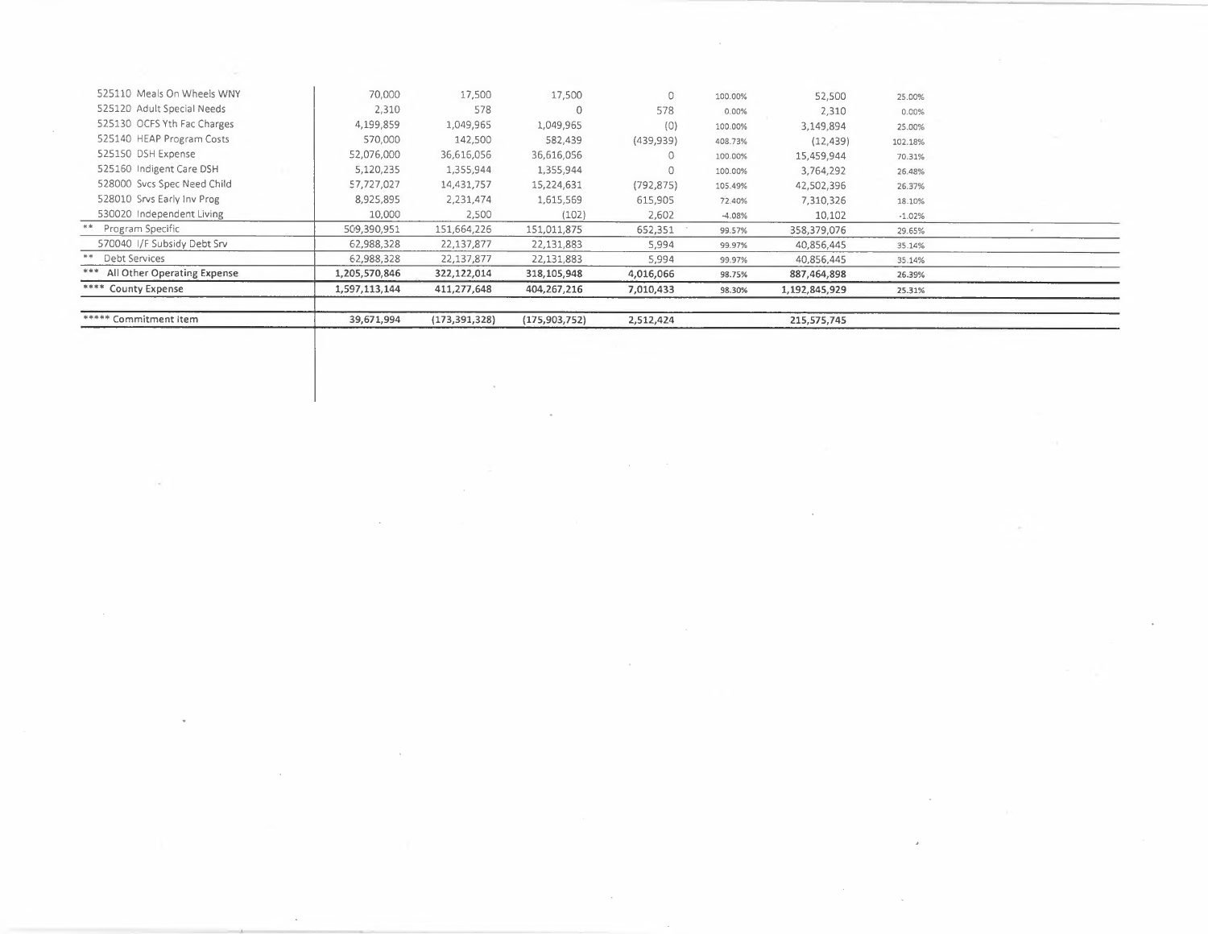| | | | | | | | |
|---|---|---|---|---|---|---|---|
| 525110 Meals On Wheels WNY | 70,000 | 17,500 | 17,500 | 0 | 100.00% | 52,500 | 25.00% |
| 525120 Adult Special Needs | 2,310 | 578 | 0 | 578 | 0.00% | 2,310 | 0.00% |
| 525130 OCFS Yth Fac Charges | 4,199,859 | 1,049,965 | 1,049,965 | (0) | 100.00% | 3,149,894 | 25.00% |
| 525140 HEAP Program Costs | 570,000 | 142,500 | 582,439 | (439,939) | 408.73% | (12,439) | 102.18% |
| 525150 DSH Expense | 52,076,000 | 36,616,056 | 36,616,056 | 0 | 100.00% | 15,459,944 | 70.31% |
| 525160 Indigent Care DSH | 5,120,235 | 1,355,944 | 1,355,944 | 0 | 100.00% | 3,764,292 | 26.48% |
| 528000 Svcs Spec Need Child | 57,727,027 | 14,431,757 | 15,224,631 | (792,875) | 105.49% | 42,502,396 | 26.37% |
| 528010 Srvs Early Inv Prog | 8,925,895 | 2,231,474 | 1,615,569 | 615,905 | 72.40% | 7,310,326 | 18.10% |
| 530020 Independent Living | 10,000 | 2,500 | (102) | 2,602 | -4.08% | 10,102 | -1.02% |
| ** Program Specific | 509,390,951 | 151,664,226 | 151,011,875 | 652,351 | 99.57% | 358,379,076 | 29.65% |
| 570040 I/F Subsidy Debt Srv | 62,988,328 | 22,137,877 | 22,131,883 | 5,994 | 99.97% | 40,856,445 | 35.14% |
| ** Debt Services | 62,988,328 | 22,137,877 | 22,131,883 | 5,994 | 99.97% | 40,856,445 | 35.14% |
| *** All Other Operating Expense | **1,205,570,846** | **322,122,014** | **318,105,948** | **4,016,066** | 98.75% | **887,464,898** | 26.39% |
| **** County Expense | **1,597,113,144** | **411,277,648** | **404,267,216** | **7,010,433** | 98.30% | **1,192,845,929** | 25.31% |
| ***** Commitment item | 39,671,994 | (173,391,328) | (175,903,752) | 2,512,424 | | 215,575,745 | |